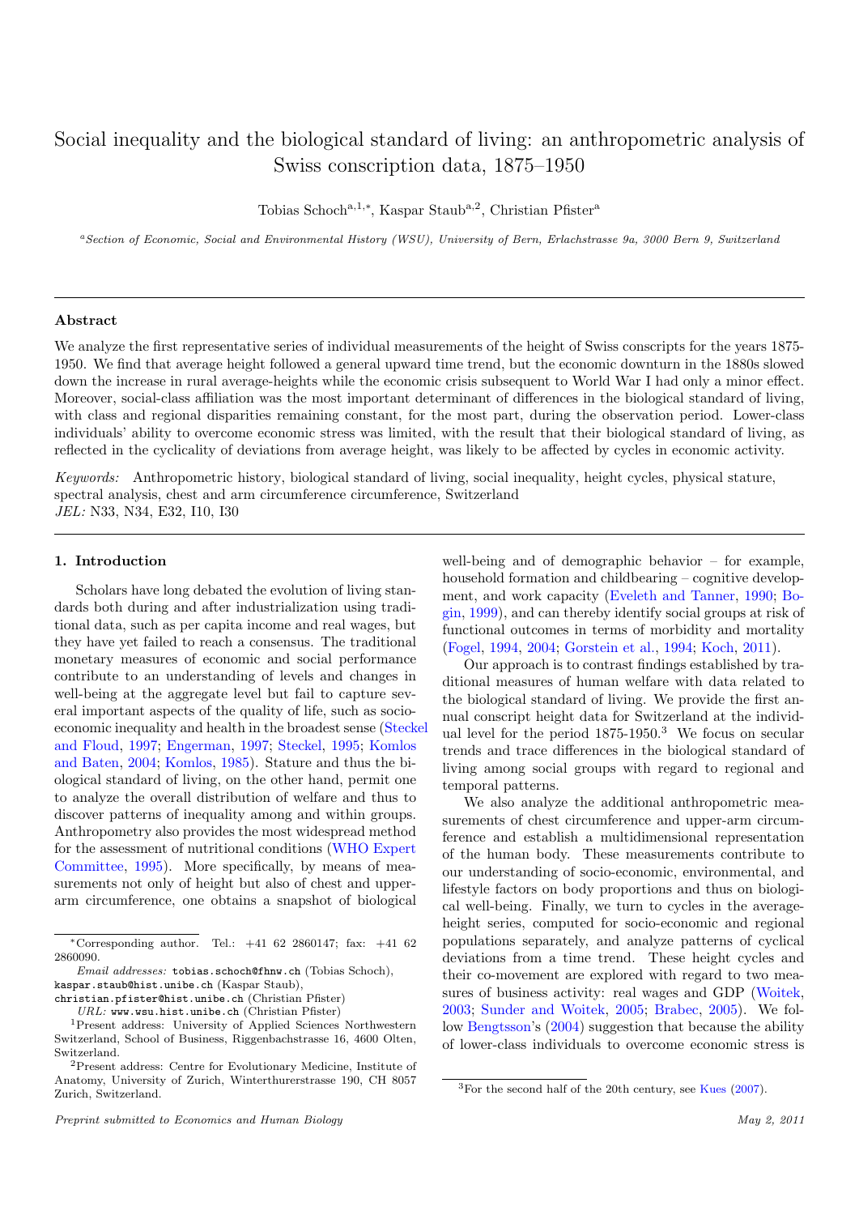# Social inequality and the biological standard of living: an anthropometric analysis of Swiss conscription data, 1875–1950

Tobias Schoch[a,1,*], Kaspar Staub[a,2], Christian Pfister[a]

[a] *Section of Economic, Social and Environmental History (WSU), University of Bern, Erlachstrasse 9a, 3000 Bern 9, Switzerland*

## Abstract

We analyze the first representative series of individual measurements of the height of Swiss conscripts for the years 1875-1950. We find that average height followed a general upward time trend, but the economic downturn in the 1880s slowed down the increase in rural average-heights while the economic crisis subsequent to World War I had only a minor effect. Moreover, social-class affiliation was the most important determinant of differences in the biological standard of living, with class and regional disparities remaining constant, for the most part, during the observation period. Lower-class individuals' ability to overcome economic stress was limited, with the result that their biological standard of living, as reflected in the cyclicality of deviations from average height, was likely to be affected by cycles in economic activity.

*Keywords:* Anthropometric history, biological standard of living, social inequality, height cycles, physical stature, spectral analysis, chest and arm circumference circumference, Switzerland
*JEL:* N33, N34, E32, I10, I30

## 1. Introduction

Scholars have long debated the evolution of living standards both during and after industrialization using traditional data, such as per capita income and real wages, but they have yet failed to reach a consensus. The traditional monetary measures of economic and social performance contribute to an understanding of levels and changes in well-being at the aggregate level but fail to capture several important aspects of the quality of life, such as socioeconomic inequality and health in the broadest sense (Steckel and Floud, 1997; Engerman, 1997; Steckel, 1995; Komlos and Baten, 2004; Komlos, 1985). Stature and thus the biological standard of living, on the other hand, permit one to analyze the overall distribution of welfare and thus to discover patterns of inequality among and within groups. Anthropometry also provides the most widespread method for the assessment of nutritional conditions (WHO Expert Committee, 1995). More specifically, by means of measurements not only of height but also of chest and upper-arm circumference, one obtains a snapshot of biological well-being and of demographic behavior – for example, household formation and childbearing – cognitive development, and work capacity (Eveleth and Tanner, 1990; Bogin, 1999), and can thereby identify social groups at risk of functional outcomes in terms of morbidity and mortality (Fogel, 1994, 2004; Gorstein et al., 1994; Koch, 2011).

Our approach is to contrast findings established by traditional measures of human welfare with data related to the biological standard of living. We provide the first annual conscript height data for Switzerland at the individual level for the period 1875-1950.[3] We focus on secular trends and trace differences in the biological standard of living among social groups with regard to regional and temporal patterns.

We also analyze the additional anthropometric measurements of chest circumference and upper-arm circumference and establish a multidimensional representation of the human body. These measurements contribute to our understanding of socio-economic, environmental, and lifestyle factors on body proportions and thus on biological well-being. Finally, we turn to cycles in the average-height series, computed for socio-economic and regional populations separately, and analyze patterns of cyclical deviations from a time trend. These height cycles and their co-movement are explored with regard to two measures of business activity: real wages and GDP (Woitek, 2003; Sunder and Woitek, 2005; Brabec, 2005). We follow Bengtsson's (2004) suggestion that because the ability of lower-class individuals to overcome economic stress is

---

[*] Corresponding author. Tel.: +41 62 2860147; fax: +41 62 2860090.

*Email addresses:* tobias.schoch@fhnw.ch (Tobias Schoch), kaspar.staub@hist.unibe.ch (Kaspar Staub), christian.pfister@hist.unibe.ch (Christian Pfister)

*URL:* www.wsu.hist.unibe.ch (Christian Pfister)

[1] Present address: University of Applied Sciences Northwestern Switzerland, School of Business, Riggenbachstrasse 16, 4600 Olten, Switzerland.

[2] Present address: Centre for Evolutionary Medicine, Institute of Anatomy, University of Zurich, Winterthurerstrasse 190, CH 8057 Zurich, Switzerland.

[3] For the second half of the 20th century, see Kues (2007).

*Preprint submitted to Economics and Human Biology* — *May 2, 2011*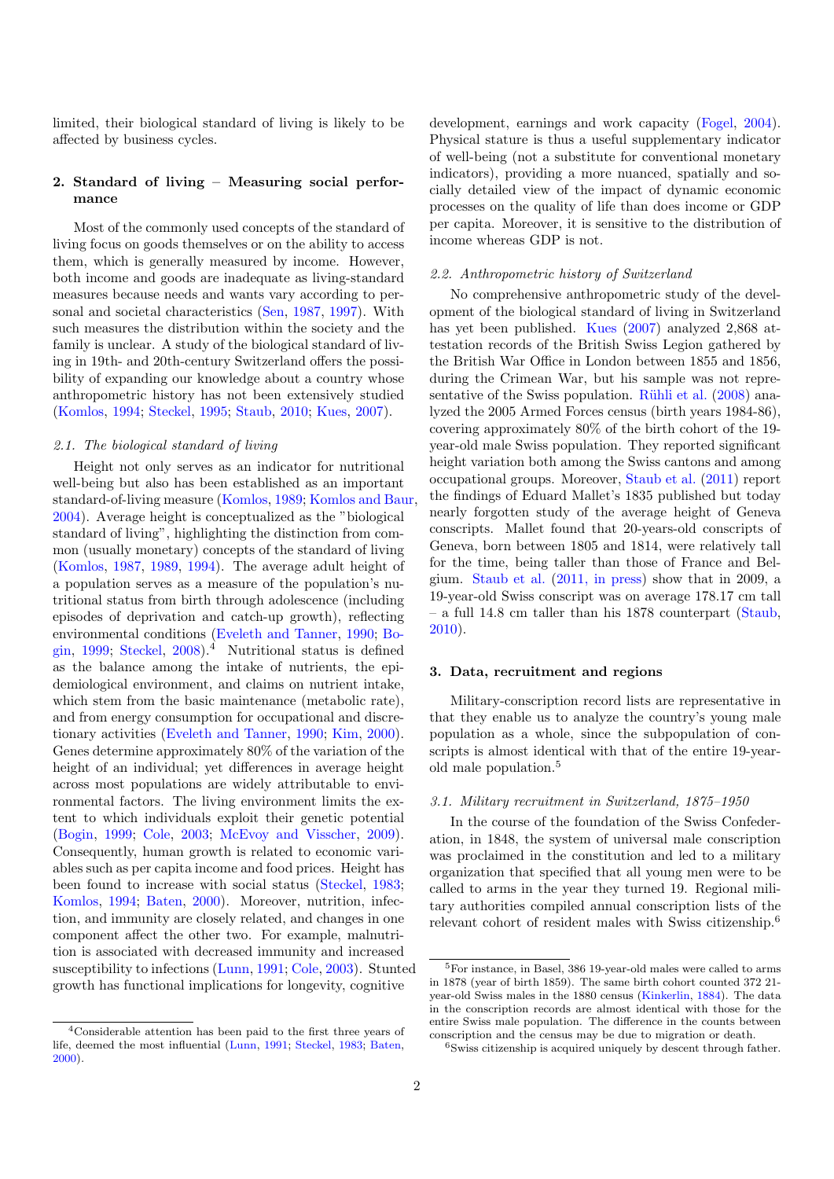limited, their biological standard of living is likely to be affected by business cycles.

## 2. Standard of living – Measuring social performance

Most of the commonly used concepts of the standard of living focus on goods themselves or on the ability to access them, which is generally measured by income. However, both income and goods are inadequate as living-standard measures because needs and wants vary according to personal and societal characteristics (Sen, 1987, 1997). With such measures the distribution within the society and the family is unclear. A study of the biological standard of living in 19th- and 20th-century Switzerland offers the possibility of expanding our knowledge about a country whose anthropometric history has not been extensively studied (Komlos, 1994; Steckel, 1995; Staub, 2010; Kues, 2007).

### 2.1. The biological standard of living

Height not only serves as an indicator for nutritional well-being but also has been established as an important standard-of-living measure (Komlos, 1989; Komlos and Baur, 2004). Average height is conceptualized as the "biological standard of living", highlighting the distinction from common (usually monetary) concepts of the standard of living (Komlos, 1987, 1989, 1994). The average adult height of a population serves as a measure of the population's nutritional status from birth through adolescence (including episodes of deprivation and catch-up growth), reflecting environmental conditions (Eveleth and Tanner, 1990; Bogin, 1999; Steckel, 2008).[4] Nutritional status is defined as the balance among the intake of nutrients, the epidemiological environment, and claims on nutrient intake, which stem from the basic maintenance (metabolic rate), and from energy consumption for occupational and discretionary activities (Eveleth and Tanner, 1990; Kim, 2000). Genes determine approximately 80% of the variation of the height of an individual; yet differences in average height across most populations are widely attributable to environmental factors. The living environment limits the extent to which individuals exploit their genetic potential (Bogin, 1999; Cole, 2003; McEvoy and Visscher, 2009). Consequently, human growth is related to economic variables such as per capita income and food prices. Height has been found to increase with social status (Steckel, 1983; Komlos, 1994; Baten, 2000). Moreover, nutrition, infection, and immunity are closely related, and changes in one component affect the other two. For example, malnutrition is associated with decreased immunity and increased susceptibility to infections (Lunn, 1991; Cole, 2003). Stunted growth has functional implications for longevity, cognitive development, earnings and work capacity (Fogel, 2004). Physical stature is thus a useful supplementary indicator of well-being (not a substitute for conventional monetary indicators), providing a more nuanced, spatially and socially detailed view of the impact of dynamic economic processes on the quality of life than does income or GDP per capita. Moreover, it is sensitive to the distribution of income whereas GDP is not.

### 2.2. Anthropometric history of Switzerland

No comprehensive anthropometric study of the development of the biological standard of living in Switzerland has yet been published. Kues (2007) analyzed 2,868 attestation records of the British Swiss Legion gathered by the British War Office in London between 1855 and 1856, during the Crimean War, but his sample was not representative of the Swiss population. Rühli et al. (2008) analyzed the 2005 Armed Forces census (birth years 1984-86), covering approximately 80% of the birth cohort of the 19-year-old male Swiss population. They reported significant height variation both among the Swiss cantons and among occupational groups. Moreover, Staub et al. (2011) report the findings of Eduard Mallet's 1835 published but today nearly forgotten study of the average height of Geneva conscripts. Mallet found that 20-years-old conscripts of Geneva, born between 1805 and 1814, were relatively tall for the time, being taller than those of France and Belgium. Staub et al. (2011, in press) show that in 2009, a 19-year-old Swiss conscript was on average 178.17 cm tall – a full 14.8 cm taller than his 1878 counterpart (Staub, 2010).

## 3. Data, recruitment and regions

Military-conscription record lists are representative in that they enable us to analyze the country's young male population as a whole, since the subpopulation of conscripts is almost identical with that of the entire 19-year-old male population.[5]

### 3.1. Military recruitment in Switzerland, 1875–1950

In the course of the foundation of the Swiss Confederation, in 1848, the system of universal male conscription was proclaimed in the constitution and led to a military organization that specified that all young men were to be called to arms in the year they turned 19. Regional military authorities compiled annual conscription lists of the relevant cohort of resident males with Swiss citizenship.[6]

---

[4] Considerable attention has been paid to the first three years of life, deemed the most influential (Lunn, 1991; Steckel, 1983; Baten, 2000).

[5] For instance, in Basel, 386 19-year-old males were called to arms in 1878 (year of birth 1859). The same birth cohort counted 372 21-year-old Swiss males in the 1880 census (Kinkerlin, 1884). The data in the conscription records are almost identical with those for the entire Swiss male population. The difference in the counts between conscription and the census may be due to migration or death.

[6] Swiss citizenship is acquired uniquely by descent through father.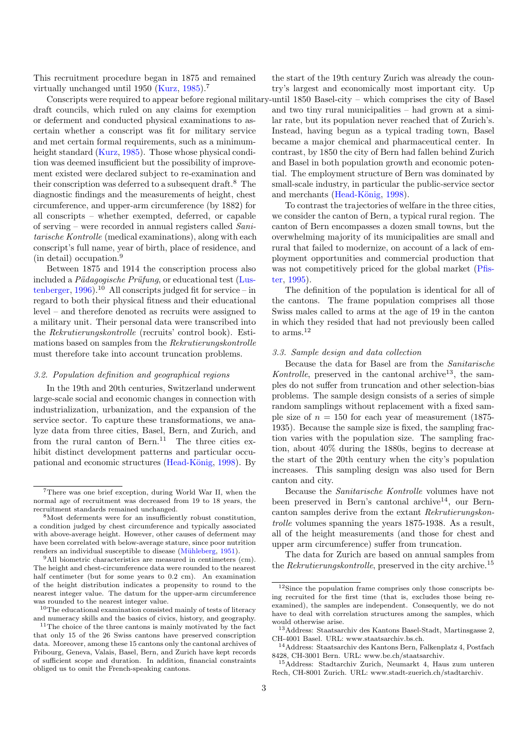This recruitment procedure began in 1875 and remained virtually unchanged until 1950 (Kurz, 1985).[7]

Conscripts were required to appear before regional military-draft councils, which ruled on any claims for exemption or deferment and conducted physical examinations to ascertain whether a conscript was fit for military service and met certain formal requirements, such as a minimum-height standard (Kurz, 1985). Those whose physical condition was deemed insufficient but the possibility of improvement existed were declared subject to re-examination and their conscription was deferred to a subsequent draft.[8] The diagnostic findings and the measurements of height, chest circumference, and upper-arm circumference (by 1882) for all conscripts – whether exempted, deferred, or capable of serving – were recorded in annual registers called *Sanitarische Kontrolle* (medical examinations), along with each conscript's full name, year of birth, place of residence, and (in detail) occupation.[9]

Between 1875 and 1914 the conscription process also included a *Pädagogische Prüfung*, or educational test (Lustenberger, 1996).[10] All conscripts judged fit for service – in regard to both their physical fitness and their educational level – and therefore denoted as recruits were assigned to a military unit. Their personal data were transcribed into the *Rekrutierungskontrolle* (recruits' control book). Estimations based on samples from the *Rekrutierungskontrolle* must therefore take into account truncation problems.

### 3.2. Population definition and geographical regions

In the 19th and 20th centuries, Switzerland underwent large-scale social and economic changes in connection with industrialization, urbanization, and the expansion of the service sector. To capture these transformations, we analyze data from three cities, Basel, Bern, and Zurich, and from the rural canton of Bern.[11] The three cities exhibit distinct development patterns and particular occupational and economic structures (Head-König, 1998). By the start of the 19th century Zurich was already the country's largest and economically most important city. Up until 1850 Basel-city – which comprises the city of Basel and two tiny rural municipalities – had grown at a similar rate, but its population never reached that of Zurich's. Instead, having begun as a typical trading town, Basel became a major chemical and pharmaceutical center. In contrast, by 1850 the city of Bern had fallen behind Zurich and Basel in both population growth and economic potential. The employment structure of Bern was dominated by small-scale industry, in particular the public-service sector and merchants (Head-König, 1998).

To contrast the trajectories of welfare in the three cities, we consider the canton of Bern, a typical rural region. The canton of Bern encompasses a dozen small towns, but the overwhelming majority of its municipalities are small and rural that failed to modernize, on account of a lack of employment opportunities and commercial production that was not competitively priced for the global market (Pfister, 1995).

The definition of the population is identical for all of the cantons. The frame population comprises all those Swiss males called to arms at the age of 19 in the canton in which they resided that had not previously been called to arms.[12]

### 3.3. Sample design and data collection

Because the data for Basel are from the *Sanitarische Kontrolle*, preserved in the cantonal archive[13], the samples do not suffer from truncation and other selection-bias problems. The sample design consists of a series of simple random samplings without replacement with a fixed sample size of $n = 150$ for each year of measurement (1875-1935). Because the sample size is fixed, the sampling fraction varies with the population size. The sampling fraction, about 40% during the 1880s, begins to decrease at the start of the 20th century when the city's population increases. This sampling design was also used for Bern canton and city.

Because the *Sanitarische Kontrolle* volumes have not been preserved in Bern's cantonal archive[14], our Bern-canton samples derive from the extant *Rekrutierungskontrolle* volumes spanning the years 1875-1938. As a result, all of the height measurements (and those for chest and upper arm circumference) suffer from truncation.

The data for Zurich are based on annual samples from the *Rekrutierungskontrolle*, preserved in the city archive.[15]

---

[7] There was one brief exception, during World War II, when the normal age of recruitment was decreased from 19 to 18 years, the recruitment standards remained unchanged.

[8] Most deferments were for an insufficiently robust constitution, a condition judged by chest circumference and typically associated with above-average height. However, other causes of deferment may have been correlated with below-average stature, since poor nutrition renders an individual susceptible to disease (Mühleberg, 1951).

[9] All biometric characteristics are measured in centimeters (cm). The height and chest-circumference data were rounded to the nearest half centimeter (but for some years to 0.2 cm). An examination of the height distribution indicates a propensity to round to the nearest integer value. The datum for the upper-arm circumference was rounded to the nearest integer value.

[10] The educational examination consisted mainly of tests of literacy and numeracy skills and the basics of civics, history, and geography.

[11] The choice of the three cantons is mainly motivated by the fact that only 15 of the 26 Swiss cantons have preserved conscription data. Moreover, among these 15 cantons only the cantonal archives of Fribourg, Geneva, Valais, Basel, Bern, and Zurich have kept records of sufficient scope and duration. In addition, financial constraints obliged us to omit the French-speaking cantons.

[12] Since the population frame comprises only those conscripts being recruited for the first time (that is, excludes those being re-examined), the samples are independent. Consequently, we do not have to deal with correlation structures among the samples, which would otherwise arise.

[13] Address: Staatsarchiv des Kantons Basel-Stadt, Martinsgasse 2, CH-4001 Basel. URL: www.staatsarchiv.bs.ch.

[14] Address: Staatsarchiv des Kantons Bern, Falkenplatz 4, Postfach 8428, CH-3001 Bern. URL: www.be.ch/staatsarchiv.

[15] Address: Stadtarchiv Zurich, Neumarkt 4, Haus zum unteren Rech, CH-8001 Zurich. URL: www.stadt-zuerich.ch/stadtarchiv.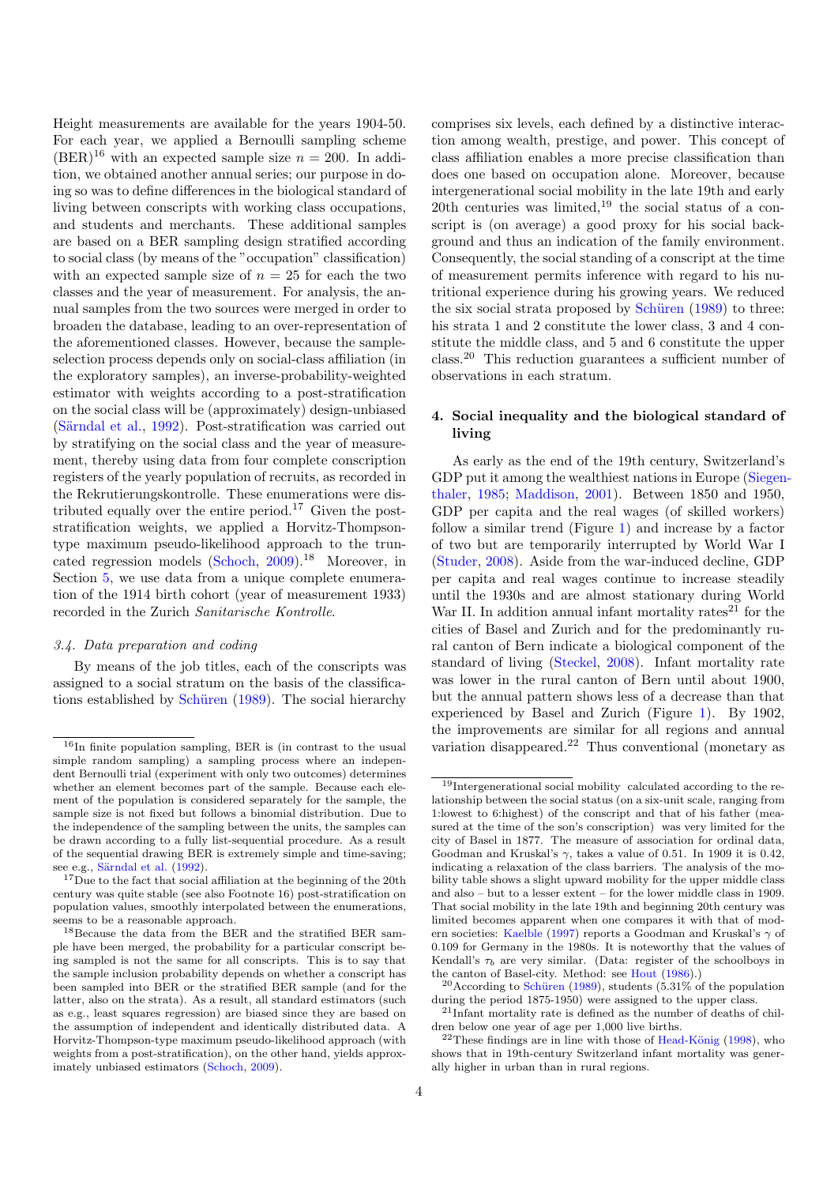Height measurements are available for the years 1904-50. For each year, we applied a Bernoulli sampling scheme (BER)[16] with an expected sample size $n = 200$. In addition, we obtained another annual series; our purpose in doing so was to define differences in the biological standard of living between conscripts with working class occupations, and students and merchants. These additional samples are based on a BER sampling design stratified according to social class (by means of the "occupation" classification) with an expected sample size of $n = 25$ for each the two classes and the year of measurement. For analysis, the annual samples from the two sources were merged in order to broaden the database, leading to an over-representation of the aforementioned classes. However, because the sample-selection process depends only on social-class affiliation (in the exploratory samples), an inverse-probability-weighted estimator with weights according to a post-stratification on the social class will be (approximately) design-unbiased (Särndal et al., 1992). Post-stratification was carried out by stratifying on the social class and the year of measurement, thereby using data from four complete conscription registers of the yearly population of recruits, as recorded in the Rekrutierungskontrolle. These enumerations were distributed equally over the entire period.[17] Given the post-stratification weights, we applied a Horvitz-Thompson-type maximum pseudo-likelihood approach to the truncated regression models (Schoch, 2009).[18] Moreover, in Section 5, we use data from a unique complete enumeration of the 1914 birth cohort (year of measurement 1933) recorded in the Zurich *Sanitarische Kontrolle*.

### 3.4. Data preparation and coding

By means of the job titles, each of the conscripts was assigned to a social stratum on the basis of the classifications established by Schüren (1989). The social hierarchy comprises six levels, each defined by a distinctive interaction among wealth, prestige, and power. This concept of class affiliation enables a more precise classification than does one based on occupation alone. Moreover, because intergenerational social mobility in the late 19th and early 20th centuries was limited,[19] the social status of a conscript is (on average) a good proxy for his social background and thus an indication of the family environment. Consequently, the social standing of a conscript at the time of measurement permits inference with regard to his nutritional experience during his growing years. We reduced the six social strata proposed by Schüren (1989) to three: his strata 1 and 2 constitute the lower class, 3 and 4 constitute the middle class, and 5 and 6 constitute the upper class.[20] This reduction guarantees a sufficient number of observations in each stratum.

## 4. Social inequality and the biological standard of living

As early as the end of the 19th century, Switzerland's GDP put it among the wealthiest nations in Europe (Siegenthaler, 1985; Maddison, 2001). Between 1850 and 1950, GDP per capita and the real wages (of skilled workers) follow a similar trend (Figure 1) and increase by a factor of two but are temporarily interrupted by World War I (Studer, 2008). Aside from the war-induced decline, GDP per capita and real wages continue to increase steadily until the 1930s and are almost stationary during World War II. In addition annual infant mortality rates[21] for the cities of Basel and Zurich and for the predominantly rural canton of Bern indicate a biological component of the standard of living (Steckel, 2008). Infant mortality rate was lower in the rural canton of Bern until about 1900, but the annual pattern shows less of a decrease than that experienced by Basel and Zurich (Figure 1). By 1902, the improvements are similar for all regions and annual variation disappeared.[22] Thus conventional (monetary as

---

[16] In finite population sampling, BER is (in contrast to the usual simple random sampling) a sampling process where an independent Bernoulli trial (experiment with only two outcomes) determines whether an element becomes part of the sample. Because each element of the population is considered separately for the sample, the sample size is not fixed but follows a binomial distribution. Due to the independence of the sampling between the units, the samples can be drawn according to a fully list-sequential procedure. As a result of the sequential drawing BER is extremely simple and time-saving; see e.g., Särndal et al. (1992).

[17] Due to the fact that social affiliation at the beginning of the 20th century was quite stable (see also Footnote 16) post-stratification on population values, smoothly interpolated between the enumerations, seems to be a reasonable approach.

[18] Because the data from the BER and the stratified BER sample have been merged, the probability for a particular conscript being sampled is not the same for all conscripts. This is to say that the sample inclusion probability depends on whether a conscript has been sampled into BER or the stratified BER sample (and for the latter, also on the strata). As a result, all standard estimators (such as e.g., least squares regression) are biased since they are based on the assumption of independent and identically distributed data. A Horvitz-Thompson-type maximum pseudo-likelihood approach (with weights from a post-stratification), on the other hand, yields approximately unbiased estimators (Schoch, 2009).

[19] Intergenerational social mobility calculated according to the relationship between the social status (on a six-unit scale, ranging from 1:lowest to 6:highest) of the conscript and that of his father (measured at the time of the son's conscription) was very limited for the city of Basel in 1877. The measure of association for ordinal data, Goodman and Kruskal's $\gamma$, takes a value of 0.51. In 1909 it is 0.42, indicating a relaxation of the class barriers. The analysis of the mobility table shows a slight upward mobility for the upper middle class and also – but to a lesser extent – for the lower middle class in 1909. That social mobility in the late 19th and beginning 20th century was limited becomes apparent when one compares it with that of modern societies: Kaelble (1997) reports a Goodman and Kruskal's $\gamma$ of 0.109 for Germany in the 1980s. It is noteworthy that the values of Kendall's $\tau_b$ are very similar. (Data: register of the schoolboys in the canton of Basel-city. Method: see Hout (1986).)

[20] According to Schüren (1989), students (5.31% of the population during the period 1875-1950) were assigned to the upper class.

[21] Infant mortality rate is defined as the number of deaths of children below one year of age per 1,000 live births.

[22] These findings are in line with those of Head-König (1998), who shows that in 19th-century Switzerland infant mortality was generally higher in urban than in rural regions.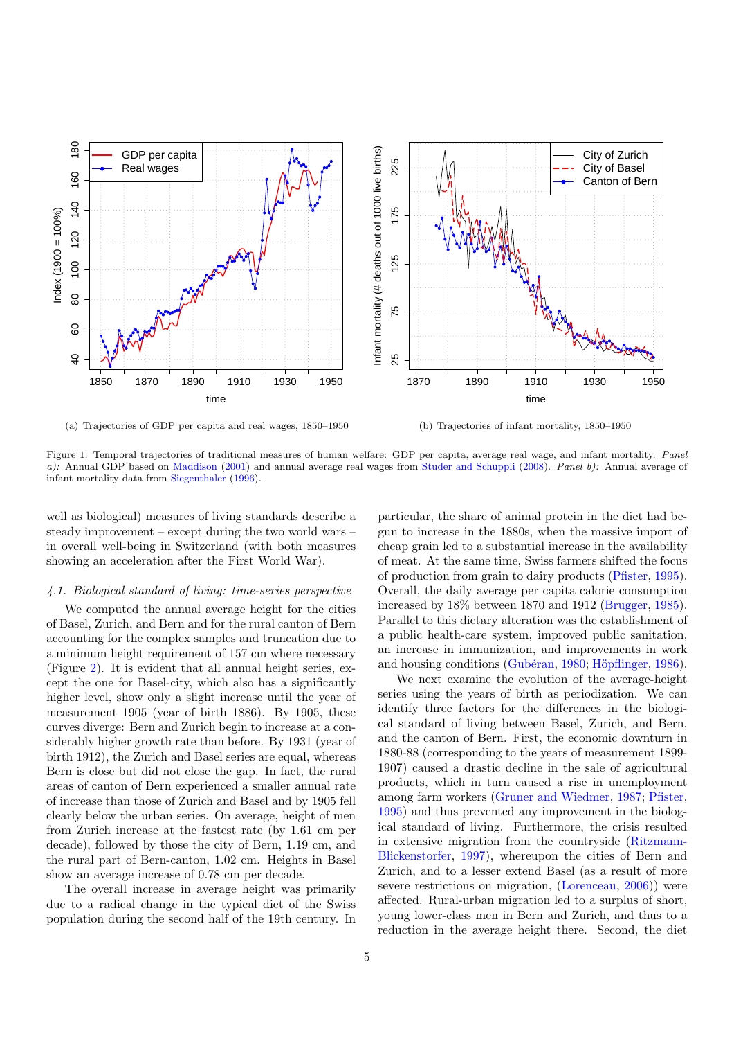(a) Trajectories of GDP per capita and real wages, 1850–1950

(b) Trajectories of infant mortality, 1850–1950

Figure 1: Temporal trajectories of traditional measures of human welfare: GDP per capita, average real wage, and infant mortality. *Panel a):* Annual GDP based on Maddison (2001) and annual average real wages from Studer and Schuppli (2008). *Panel b):* Annual average of infant mortality data from Siegenthaler (1996).

well as biological) measures of living standards describe a steady improvement – except during the two world wars – in overall well-being in Switzerland (with both measures showing an acceleration after the First World War).

### *4.1. Biological standard of living: time-series perspective*

We computed the annual average height for the cities of Basel, Zurich, and Bern and for the rural canton of Bern accounting for the complex samples and truncation due to a minimum height requirement of 157 cm where necessary (Figure 2). It is evident that all annual height series, except the one for Basel-city, which also has a significantly higher level, show only a slight increase until the year of measurement 1905 (year of birth 1886). By 1905, these curves diverge: Bern and Zurich begin to increase at a considerably higher growth rate than before. By 1931 (year of birth 1912), the Zurich and Basel series are equal, whereas Bern is close but did not close the gap. In fact, the rural areas of canton of Bern experienced a smaller annual rate of increase than those of Zurich and Basel and by 1905 fell clearly below the urban series. On average, height of men from Zurich increase at the fastest rate (by 1.61 cm per decade), followed by those the city of Bern, 1.19 cm, and the rural part of Bern-canton, 1.02 cm. Heights in Basel show an average increase of 0.78 cm per decade.

The overall increase in average height was primarily due to a radical change in the typical diet of the Swiss population during the second half of the 19th century. In particular, the share of animal protein in the diet had begun to increase in the 1880s, when the massive import of cheap grain led to a substantial increase in the availability of meat. At the same time, Swiss farmers shifted the focus of production from grain to dairy products (Pfister, 1995). Overall, the daily average per capita calorie consumption increased by 18% between 1870 and 1912 (Brugger, 1985). Parallel to this dietary alteration was the establishment of a public health-care system, improved public sanitation, an increase in immunization, and improvements in work and housing conditions (Gubéran, 1980; Höpflinger, 1986).

We next examine the evolution of the average-height series using the years of birth as periodization. We can identify three factors for the differences in the biological standard of living between Basel, Zurich, and Bern, and the canton of Bern. First, the economic downturn in 1880-88 (corresponding to the years of measurement 1899-1907) caused a drastic decline in the sale of agricultural products, which in turn caused a rise in unemployment among farm workers (Gruner and Wiedmer, 1987; Pfister, 1995) and thus prevented any improvement in the biological standard of living. Furthermore, the crisis resulted in extensive migration from the countryside (Ritzmann-Blickenstorfer, 1997), whereupon the cities of Bern and Zurich, and to a lesser extend Basel (as a result of more severe restrictions on migration, (Lorenceau, 2006)) were affected. Rural-urban migration led to a surplus of short, young lower-class men in Bern and Zurich, and thus to a reduction in the average height there. Second, the diet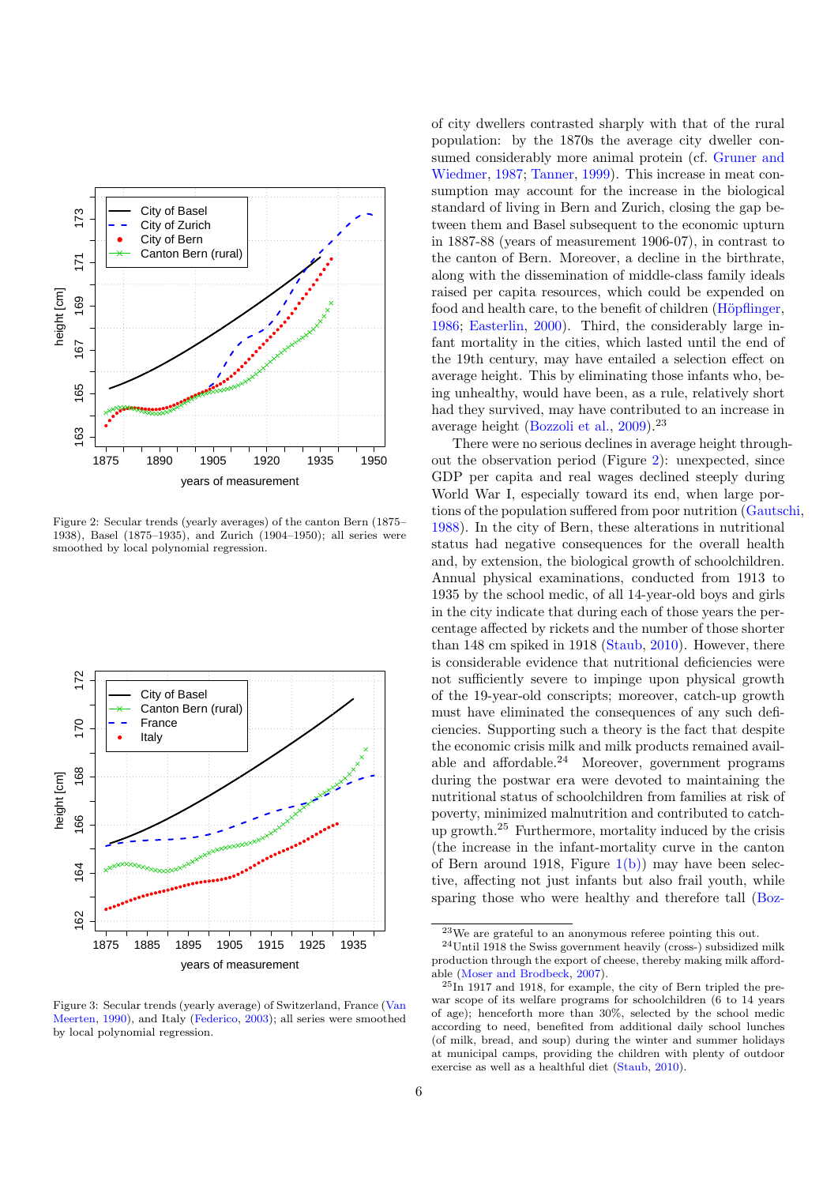Figure 2: Secular trends (yearly averages) of the canton Bern (1875–1938), Basel (1875–1935), and Zurich (1904–1950); all series were smoothed by local polynomial regression.

Figure 3: Secular trends (yearly average) of Switzerland, France (Van Meerten, 1990), and Italy (Federico, 2003); all series were smoothed by local polynomial regression.

of city dwellers contrasted sharply with that of the rural population: by the 1870s the average city dweller consumed considerably more animal protein (cf. Gruner and Wiedmer, 1987; Tanner, 1999). This increase in meat consumption may account for the increase in the biological standard of living in Bern and Zurich, closing the gap between them and Basel subsequent to the economic upturn in 1887-88 (years of measurement 1906-07), in contrast to the canton of Bern. Moreover, a decline in the birthrate, along with the dissemination of middle-class family ideals raised per capita resources, which could be expended on food and health care, to the benefit of children (Höpflinger, 1986; Easterlin, 2000). Third, the considerably large infant mortality in the cities, which lasted until the end of the 19th century, may have entailed a selection effect on average height. This by eliminating those infants who, being unhealthy, would have been, as a rule, relatively short had they survived, may have contributed to an increase in average height (Bozzoli et al., 2009).[23]

There were no serious declines in average height throughout the observation period (Figure 2): unexpected, since GDP per capita and real wages declined steeply during World War I, especially toward its end, when large portions of the population suffered from poor nutrition (Gautschi, 1988). In the city of Bern, these alterations in nutritional status had negative consequences for the overall health and, by extension, the biological growth of schoolchildren. Annual physical examinations, conducted from 1913 to 1935 by the school medic, of all 14-year-old boys and girls in the city indicate that during each of those years the percentage affected by rickets and the number of those shorter than 148 cm spiked in 1918 (Staub, 2010). However, there is considerable evidence that nutritional deficiencies were not sufficiently severe to impinge upon physical growth of the 19-year-old conscripts; moreover, catch-up growth must have eliminated the consequences of any such deficiencies. Supporting such a theory is the fact that despite the economic crisis milk and milk products remained available and affordable.[24] Moreover, government programs during the postwar era were devoted to maintaining the nutritional status of schoolchildren from families at risk of poverty, minimized malnutrition and contributed to catch-up growth.[25] Furthermore, mortality induced by the crisis (the increase in the infant-mortality curve in the canton of Bern around 1918, Figure 1(b)) may have been selective, affecting not just infants but also frail youth, while sparing those who were healthy and therefore tall (Boz-

---

[23] We are grateful to an anonymous referee pointing this out.

[24] Until 1918 the Swiss government heavily (cross-) subsidized milk production through the export of cheese, thereby making milk affordable (Moser and Brodbeck, 2007).

[25] In 1917 and 1918, for example, the city of Bern tripled the prewar scope of its welfare programs for schoolchildren (6 to 14 years of age); henceforth more than 30%, selected by the school medic according to need, benefited from additional daily school lunches (of milk, bread, and soup) during the winter and summer holidays at municipal camps, providing the children with plenty of outdoor exercise as well as a healthful diet (Staub, 2010).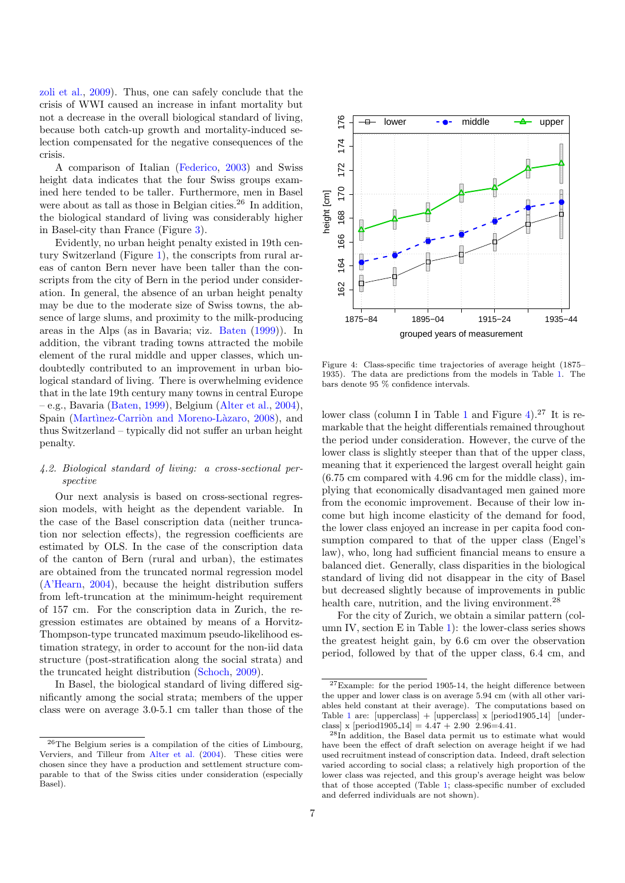zoli et al., 2009). Thus, one can safely conclude that the crisis of WWI caused an increase in infant mortality but not a decrease in the overall biological standard of living, because both catch-up growth and mortality-induced selection compensated for the negative consequences of the crisis.

A comparison of Italian (Federico, 2003) and Swiss height data indicates that the four Swiss groups examined here tended to be taller. Furthermore, men in Basel were about as tall as those in Belgian cities.[26] In addition, the biological standard of living was considerably higher in Basel-city than France (Figure 3).

Evidently, no urban height penalty existed in 19th century Switzerland (Figure 1), the conscripts from rural areas of canton Bern never have been taller than the conscripts from the city of Bern in the period under consideration. In general, the absence of an urban height penalty may be due to the moderate size of Swiss towns, the absence of large slums, and proximity to the milk-producing areas in the Alps (as in Bavaria; viz. Baten (1999)). In addition, the vibrant trading towns attracted the mobile element of the rural middle and upper classes, which undoubtedly contributed to an improvement in urban biological standard of living. There is overwhelming evidence that in the late 19th century many towns in central Europe – e.g., Bavaria (Baten, 1999), Belgium (Alter et al., 2004), Spain (Martìnez-Carriòn and Moreno-Làzaro, 2008), and thus Switzerland – typically did not suffer an urban height penalty.

### 4.2. Biological standard of living: a cross-sectional perspective

Our next analysis is based on cross-sectional regression models, with height as the dependent variable. In the case of the Basel conscription data (neither truncation nor selection effects), the regression coefficients are estimated by OLS. In the case of the conscription data of the canton of Bern (rural and urban), the estimates are obtained from the truncated normal regression model (A'Hearn, 2004), because the height distribution suffers from left-truncation at the minimum-height requirement of 157 cm. For the conscription data in Zurich, the regression estimates are obtained by means of a Horvitz-Thompson-type truncated maximum pseudo-likelihood estimation strategy, in order to account for the non-iid data structure (post-stratification along the social strata) and the truncated height distribution (Schoch, 2009).

In Basel, the biological standard of living differed significantly among the social strata; members of the upper class were on average 3.0-5.1 cm taller than those of the lower class (column I in Table 1 and Figure 4).[27] It is remarkable that the height differentials remained throughout the period under consideration. However, the curve of the lower class is slightly steeper than that of the upper class, meaning that it experienced the largest overall height gain (6.75 cm compared with 4.96 cm for the middle class), implying that economically disadvantaged men gained more from the economic improvement. Because of their low income but high income elasticity of the demand for food, the lower class enjoyed an increase in per capita food consumption compared to that of the upper class (Engel's law), who, long had sufficient financial means to ensure a balanced diet. Generally, class disparities in the biological standard of living did not disappear in the city of Basel but decreased slightly because of improvements in public health care, nutrition, and the living environment.[28]

Figure 4: Class-specific time trajectories of average height (1875–1935). The data are predictions from the models in Table 1. The bars denote 95 % confidence intervals.

For the city of Zurich, we obtain a similar pattern (column IV, section E in Table 1): the lower-class series shows the greatest height gain, by 6.6 cm over the observation period, followed by that of the upper class, 6.4 cm, and

[26] The Belgium series is a compilation of the cities of Limbourg, Verviers, and Tilleur from Alter et al. (2004). These cities were chosen since they have a production and settlement structure comparable to that of the Swiss cities under consideration (especially Basel).

[27] Example: for the period 1905-14, the height difference between the upper and lower class is on average 5.94 cm (with all other variables held constant at their average). The computations based on Table 1 are: [upperclass] + [upperclass] x [period1905_14] [underclass] x [period1905_14] = 4.47 + 2.90 2.96=4.41.

[28] In addition, the Basel data permit us to estimate what would have been the effect of draft selection on average height if we had used recruitment instead of conscription data. Indeed, draft selection varied according to social class; a relatively high proportion of the lower class was rejected, and this group's average height was below that of those accepted (Table 1; class-specific number of excluded and deferred individuals are not shown).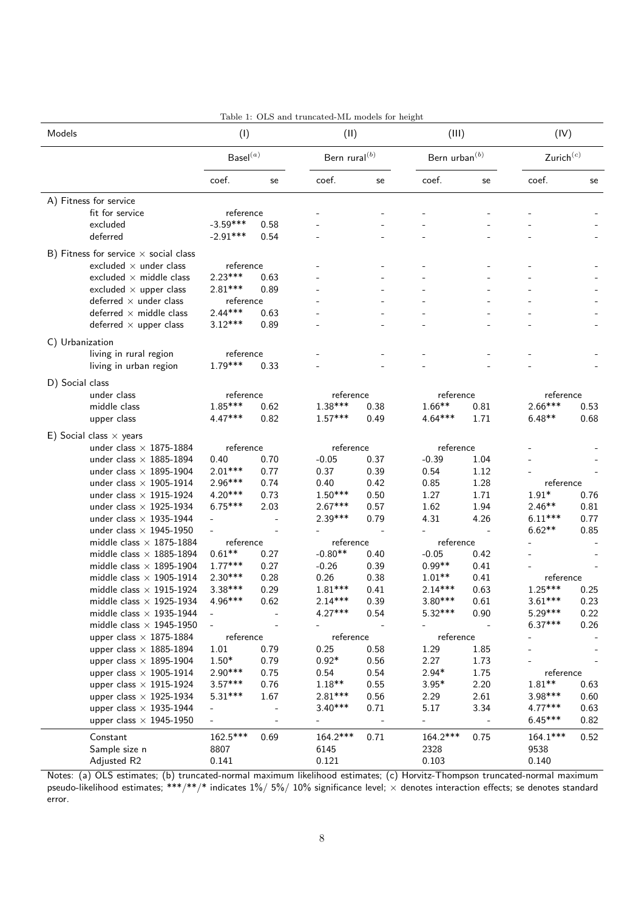Table 1: OLS and truncated-ML models for height

| Models | (I) | | (II) | | (III) | | (IV) | |
|---|---|---|---|---|---|---|---|---|
| | Basel[(a)] | | Bern rural[(b)] | | Bern urban[(b)] | | Zurich[(c)] | |
| | coef. | se | coef. | se | coef. | se | coef. | se |
| **A) Fitness for service** | | | | | | | | |
| fit for service | reference | | - | - | - | - | - | - |
| excluded | -3.59*** | 0.58 | - | - | - | - | - | - |
| deferred | -2.91*** | 0.54 | - | - | - | - | - | - |
| **B) Fitness for service × social class** | | | | | | | | |
| excluded × under class | reference | | - | - | - | - | - | - |
| excluded × middle class | 2.23*** | 0.63 | - | - | - | - | - | - |
| excluded × upper class | 2.81*** | 0.89 | - | - | - | - | - | - |
| deferred × under class | reference | | - | - | - | - | - | - |
| deferred × middle class | 2.44*** | 0.63 | - | - | - | - | - | - |
| deferred × upper class | 3.12*** | 0.89 | - | - | - | - | - | - |
| **C) Urbanization** | | | | | | | | |
| living in rural region | reference | | - | - | - | - | - | - |
| living in urban region | 1.79*** | 0.33 | - | - | - | - | - | - |
| **D) Social class** | | | | | | | | |
| under class | reference | | reference | | reference | | reference | |
| middle class | 1.85*** | 0.62 | 1.38*** | 0.38 | 1.66** | 0.81 | 2.66*** | 0.53 |
| upper class | 4.47*** | 0.82 | 1.57*** | 0.49 | 4.64*** | 1.71 | 6.48** | 0.68 |
| **E) Social class × years** | | | | | | | | |
| under class × 1875-1884 | reference | | reference | | reference | | - | - |
| under class × 1885-1894 | 0.40 | 0.70 | -0.05 | 0.37 | -0.39 | 1.04 | - | - |
| under class × 1895-1904 | 2.01*** | 0.77 | 0.37 | 0.39 | 0.54 | 1.12 | - | - |
| under class × 1905-1914 | 2.96*** | 0.74 | 0.40 | 0.42 | 0.85 | 1.28 | reference | |
| under class × 1915-1924 | 4.20*** | 0.73 | 1.50*** | 0.50 | 1.27 | 1.71 | 1.91* | 0.76 |
| under class × 1925-1934 | 6.75*** | 2.03 | 2.67*** | 0.57 | 1.62 | 1.94 | 2.46** | 0.81 |
| under class × 1935-1944 | - | - | 2.39*** | 0.79 | 4.31 | 4.26 | 6.11*** | 0.77 |
| under class × 1945-1950 | - | - | - | - | - | - | 6.62** | 0.85 |
| middle class × 1875-1884 | reference | | reference | | reference | | - | - |
| middle class × 1885-1894 | 0.61** | 0.27 | -0.80** | 0.40 | -0.05 | 0.42 | - | - |
| middle class × 1895-1904 | 1.77*** | 0.27 | -0.26 | 0.39 | 0.99** | 0.41 | - | - |
| middle class × 1905-1914 | 2.30*** | 0.28 | 0.26 | 0.38 | 1.01** | 0.41 | reference | |
| middle class × 1915-1924 | 3.38*** | 0.29 | 1.81*** | 0.41 | 2.14*** | 0.63 | 1.25*** | 0.25 |
| middle class × 1925-1934 | 4.96*** | 0.62 | 2.14*** | 0.39 | 3.80*** | 0.61 | 3.61*** | 0.23 |
| middle class × 1935-1944 | - | - | 4.27*** | 0.54 | 5.32*** | 0.90 | 5.29*** | 0.22 |
| middle class × 1945-1950 | - | - | - | - | - | - | 6.37*** | 0.26 |
| upper class × 1875-1884 | reference | | reference | | reference | | - | - |
| upper class × 1885-1894 | 1.01 | 0.79 | 0.25 | 0.58 | 1.29 | 1.85 | - | - |
| upper class × 1895-1904 | 1.50* | 0.79 | 0.92* | 0.56 | 2.27 | 1.73 | - | - |
| upper class × 1905-1914 | 2.90*** | 0.75 | 0.54 | 0.54 | 2.94* | 1.75 | reference | |
| upper class × 1915-1924 | 3.57*** | 0.76 | 1.18** | 0.55 | 3.95* | 2.20 | 1.81** | 0.63 |
| upper class × 1925-1934 | 5.31*** | 1.67 | 2.81*** | 0.56 | 2.29 | 2.61 | 3.98*** | 0.60 |
| upper class × 1935-1944 | - | - | 3.40*** | 0.71 | 5.17 | 3.34 | 4.77*** | 0.63 |
| upper class × 1945-1950 | - | - | - | - | - | - | 6.45*** | 0.82 |
| Constant | 162.5*** | 0.69 | 164.2*** | 0.71 | 164.2*** | 0.75 | 164.1*** | 0.52 |
| Sample size n | 8807 | | 6145 | | 2328 | | 9538 | |
| Adjusted R2 | 0.141 | | 0.121 | | 0.103 | | 0.140 | |

Notes: (a) OLS estimates; (b) truncated-normal maximum likelihood estimates; (c) Horvitz-Thompson truncated-normal maximum pseudo-likelihood estimates; ***/**/* indicates 1%/ 5%/ 10% significance level; × denotes interaction effects; se denotes standard error.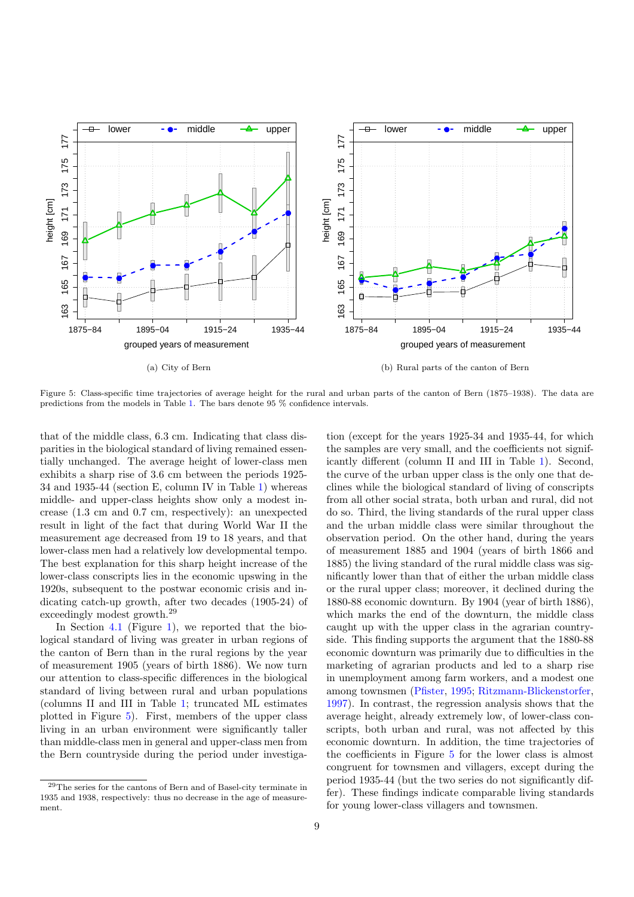(a) City of Bern

(b) Rural parts of the canton of Bern

Figure 5: Class-specific time trajectories of average height for the rural and urban parts of the canton of Bern (1875–1938). The data are predictions from the models in Table 1. The bars denote 95 % confidence intervals.

that of the middle class, 6.3 cm. Indicating that class disparities in the biological standard of living remained essentially unchanged. The average height of lower-class men exhibits a sharp rise of 3.6 cm between the periods 1925-34 and 1935-44 (section E, column IV in Table 1) whereas middle- and upper-class heights show only a modest increase (1.3 cm and 0.7 cm, respectively): an unexpected result in light of the fact that during World War II the measurement age decreased from 19 to 18 years, and that lower-class men had a relatively low developmental tempo. The best explanation for this sharp height increase of the lower-class conscripts lies in the economic upswing in the 1920s, subsequent to the postwar economic crisis and indicating catch-up growth, after two decades (1905-24) of exceedingly modest growth.[29]

In Section 4.1 (Figure 1), we reported that the biological standard of living was greater in urban regions of the canton of Bern than in the rural regions by the year of measurement 1905 (years of birth 1886). We now turn our attention to class-specific differences in the biological standard of living between rural and urban populations (columns II and III in Table 1; truncated ML estimates plotted in Figure 5). First, members of the upper class living in an urban environment were significantly taller than middle-class men in general and upper-class men from the Bern countryside during the period under investigation (except for the years 1925-34 and 1935-44, for which the samples are very small, and the coefficients not significantly different (column II and III in Table 1). Second, the curve of the urban upper class is the only one that declines while the biological standard of living of conscripts from all other social strata, both urban and rural, did not do so. Third, the living standards of the rural upper class and the urban middle class were similar throughout the observation period. On the other hand, during the years of measurement 1885 and 1904 (years of birth 1866 and 1885) the living standard of the rural middle class was significantly lower than that of either the urban middle class or the rural upper class; moreover, it declined during the 1880-88 economic downturn. By 1904 (year of birth 1886), which marks the end of the downturn, the middle class caught up with the upper class in the agrarian countryside. This finding supports the argument that the 1880-88 economic downturn was primarily due to difficulties in the marketing of agrarian products and led to a sharp rise in unemployment among farm workers, and a modest one among townsmen (Pfister, 1995; Ritzmann-Blickenstorfer, 1997). In contrast, the regression analysis shows that the average height, already extremely low, of lower-class conscripts, both urban and rural, was not affected by this economic downturn. In addition, the time trajectories of the coefficients in Figure 5 for the lower class is almost congruent for townsmen and villagers, except during the period 1935-44 (but the two series do not significantly differ). These findings indicate comparable living standards for young lower-class villagers and townsmen.

[29] The series for the cantons of Bern and of Basel-city terminate in 1935 and 1938, respectively: thus no decrease in the age of measurement.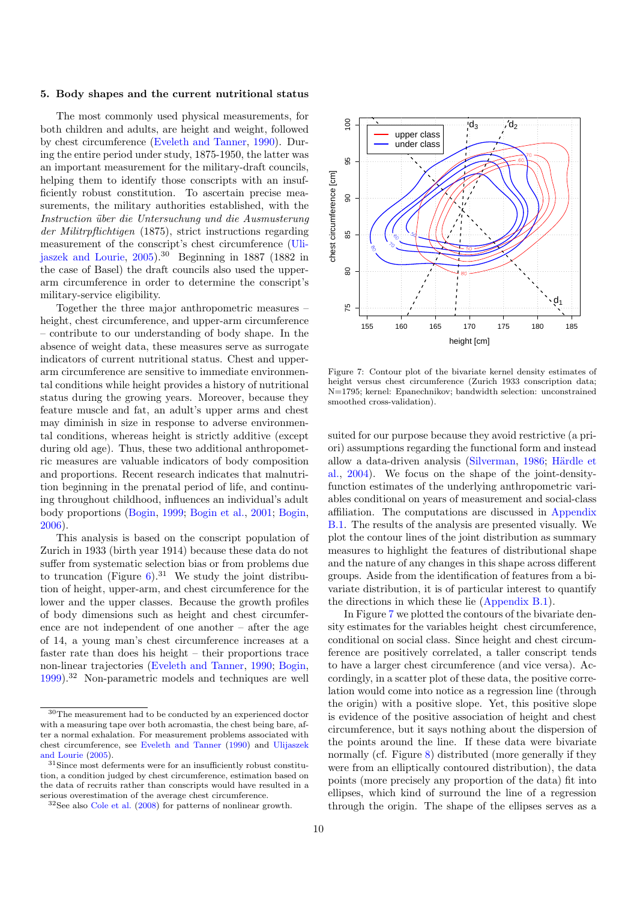## 5. Body shapes and the current nutritional status

The most commonly used physical measurements, for both children and adults, are height and weight, followed by chest circumference (Eveleth and Tanner, 1990). During the entire period under study, 1875-1950, the latter was an important measurement for the military-draft councils, helping them to identify those conscripts with an insufficiently robust constitution. To ascertain precise measurements, the military authorities established, with the *Instruction über die Untersuchung und die Ausmusterung der Militrpflichtigen* (1875), strict instructions regarding measurement of the conscript's chest circumference (Ulijaszek and Lourie, 2005).[30] Beginning in 1887 (1882 in the case of Basel) the draft councils also used the upper-arm circumference in order to determine the conscript's military-service eligibility.

Together the three major anthropometric measures – height, chest circumference, and upper-arm circumference – contribute to our understanding of body shape. In the absence of weight data, these measures serve as surrogate indicators of current nutritional status. Chest and upper-arm circumference are sensitive to immediate environmental conditions while height provides a history of nutritional status during the growing years. Moreover, because they feature muscle and fat, an adult's upper arms and chest may diminish in size in response to adverse environmental conditions, whereas height is strictly additive (except during old age). Thus, these two additional anthropometric measures are valuable indicators of body composition and proportions. Recent research indicates that malnutrition beginning in the prenatal period of life, and continuing throughout childhood, influences an individual's adult body proportions (Bogin, 1999; Bogin et al., 2001; Bogin, 2006).

This analysis is based on the conscript population of Zurich in 1933 (birth year 1914) because these data do not suffer from systematic selection bias or from problems due to truncation (Figure 6).[31] We study the joint distribution of height, upper-arm, and chest circumference for the lower and the upper classes. Because the growth profiles of body dimensions such as height and chest circumference are not independent of one another – after the age of 14, a young man's chest circumference increases at a faster rate than does his height – their proportions trace non-linear trajectories (Eveleth and Tanner, 1990; Bogin, 1999).[32] Non-parametric models and techniques are well suited for our purpose because they avoid restrictive (a priori) assumptions regarding the functional form and instead allow a data-driven analysis (Silverman, 1986; Härdle et al., 2004). We focus on the shape of the joint-density-function estimates of the underlying anthropometric variables conditional on years of measurement and social-class affiliation. The computations are discussed in Appendix B.1. The results of the analysis are presented visually. We plot the contour lines of the joint distribution as summary measures to highlight the features of distributional shape and the nature of any changes in this shape across different groups. Aside from the identification of features from a bivariate distribution, it is of particular interest to quantify the directions in which these lie (Appendix B.1).

Figure 7: Contour plot of the bivariate kernel density estimates of height versus chest circumference (Zurich 1933 conscription data; N=1795; kernel: Epanechnikov; bandwidth selection: unconstrained smoothed cross-validation).

In Figure 7 we plotted the contours of the bivariate density estimates for the variables height chest circumference, conditional on social class. Since height and chest circumference are positively correlated, a taller conscript tends to have a larger chest circumference (and vice versa). Accordingly, in a scatter plot of these data, the positive correlation would come into notice as a regression line (through the origin) with a positive slope. Yet, this positive slope is evidence of the positive association of height and chest circumference, but it says nothing about the dispersion of the points around the line. If these data were bivariate normally (cf. Figure 8) distributed (more generally if they were from an elliptically contoured distribution), the data points (more precisely any proportion of the data) fit into ellipses, which kind of surround the line of a regression through the origin. The shape of the ellipses serves as a

[30] The measurement had to be conducted by an experienced doctor with a measuring tape over both acromastia, the chest being bare, after a normal exhalation. For measurement problems associated with chest circumference, see Eveleth and Tanner (1990) and Ulijaszek and Lourie (2005).

[31] Since most deferments were for an insufficiently robust constitution, a condition judged by chest circumference, estimation based on the data of recruits rather than conscripts would have resulted in a serious overestimation of the average chest circumference.

[32] See also Cole et al. (2008) for patterns of nonlinear growth.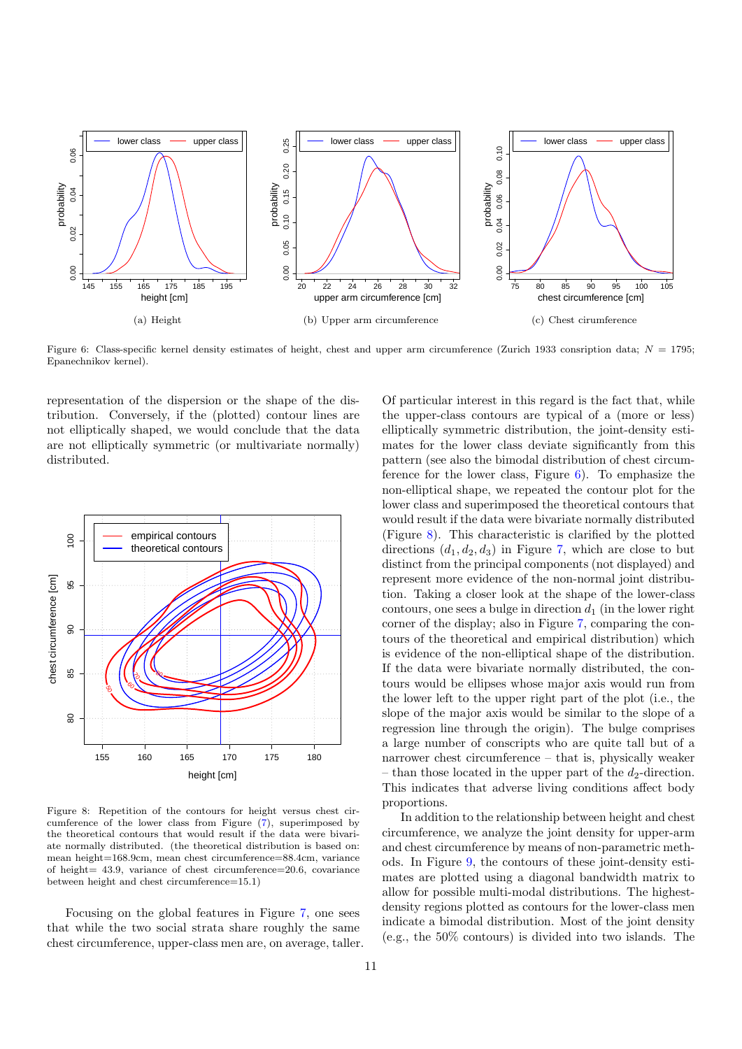(a) Height

(b) Upper arm circumference

(c) Chest circumference

Figure 6: Class-specific kernel density estimates of height, chest and upper arm circumference (Zurich 1933 consription data; $N = 1795$; Epanechnikov kernel).

representation of the dispersion or the shape of the distribution. Conversely, if the (plotted) contour lines are not elliptically shaped, we would conclude that the data are not elliptically symmetric (or multivariate normally) distributed.

Figure 8: Repetition of the contours for height versus chest circumference of the lower class from Figure (7), superimposed by the theoretical contours that would result if the data were bivariate normally distributed. (the theoretical distribution is based on: mean height=168.9cm, mean chest circumference=88.4cm, variance of height= 43.9, variance of chest circumference=20.6, covariance between height and chest circumference=15.1)

Focusing on the global features in Figure 7, one sees that while the two social strata share roughly the same chest circumference, upper-class men are, on average, taller. Of particular interest in this regard is the fact that, while the upper-class contours are typical of a (more or less) elliptically symmetric distribution, the joint-density estimates for the lower class deviate significantly from this pattern (see also the bimodal distribution of chest circumference for the lower class, Figure 6). To emphasize the non-elliptical shape, we repeated the contour plot for the lower class and superimposed the theoretical contours that would result if the data were bivariate normally distributed (Figure 8). This characteristic is clarified by the plotted directions $(d_1, d_2, d_3)$ in Figure 7, which are close to but distinct from the principal components (not displayed) and represent more evidence of the non-normal joint distribution. Taking a closer look at the shape of the lower-class contours, one sees a bulge in direction $d_1$ (in the lower right corner of the display; also in Figure 7, comparing the contours of the theoretical and empirical distribution) which is evidence of the non-elliptical shape of the distribution. If the data were bivariate normally distributed, the contours would be ellipses whose major axis would run from the lower left to the upper right part of the plot (i.e., the slope of the major axis would be similar to the slope of a regression line through the origin). The bulge comprises a large number of conscripts who are quite tall but of a narrower chest circumference – that is, physically weaker – than those located in the upper part of the $d_2$-direction. This indicates that adverse living conditions affect body proportions.

In addition to the relationship between height and chest circumference, we analyze the joint density for upper-arm and chest circumference by means of non-parametric methods. In Figure 9, the contours of these joint-density estimates are plotted using a diagonal bandwidth matrix to allow for possible multi-modal distributions. The highest-density regions plotted as contours for the lower-class men indicate a bimodal distribution. Most of the joint density (e.g., the 50% contours) is divided into two islands. The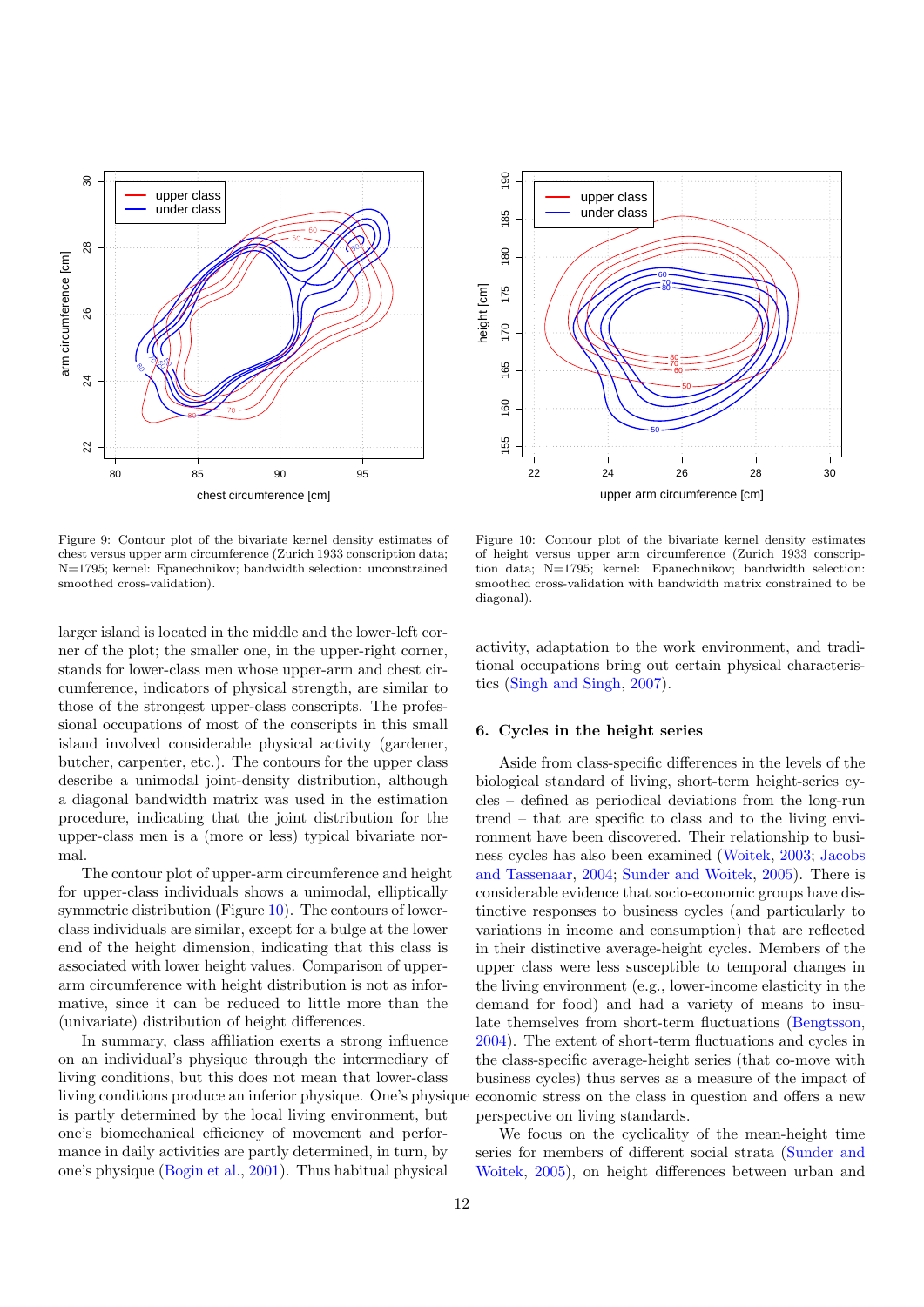Figure 9: Contour plot of the bivariate kernel density estimates of chest versus upper arm circumference (Zurich 1933 conscription data; N=1795; kernel: Epanechnikov; bandwidth selection: unconstrained smoothed cross-validation).

Figure 10: Contour plot of the bivariate kernel density estimates of height versus upper arm circumference (Zurich 1933 conscription data; N=1795; kernel: Epanechnikov; bandwidth selection: smoothed cross-validation with bandwidth matrix constrained to be diagonal).

larger island is located in the middle and the lower-left corner of the plot; the smaller one, in the upper-right corner, stands for lower-class men whose upper-arm and chest circumference, indicators of physical strength, are similar to those of the strongest upper-class conscripts. The professional occupations of most of the conscripts in this small island involved considerable physical activity (gardener, butcher, carpenter, etc.). The contours for the upper class describe a unimodal joint-density distribution, although a diagonal bandwidth matrix was used in the estimation procedure, indicating that the joint distribution for the upper-class men is a (more or less) typical bivariate normal.

The contour plot of upper-arm circumference and height for upper-class individuals shows a unimodal, elliptically symmetric distribution (Figure 10). The contours of lower-class individuals are similar, except for a bulge at the lower end of the height dimension, indicating that this class is associated with lower height values. Comparison of upper-arm circumference with height distribution is not as informative, since it can be reduced to little more than the (univariate) distribution of height differences.

In summary, class affiliation exerts a strong influence on an individual's physique through the intermediary of living conditions, but this does not mean that lower-class living conditions produce an inferior physique. One's physique is partly determined by the local living environment, but one's biomechanical efficiency of movement and performance in daily activities are partly determined, in turn, by one's physique (Bogin et al., 2001). Thus habitual physical activity, adaptation to the work environment, and traditional occupations bring out certain physical characteristics (Singh and Singh, 2007).

## 6. Cycles in the height series

Aside from class-specific differences in the levels of the biological standard of living, short-term height-series cycles – defined as periodical deviations from the long-run trend – that are specific to class and to the living environment have been discovered. Their relationship to business cycles has also been examined (Woitek, 2003; Jacobs and Tassenaar, 2004; Sunder and Woitek, 2005). There is considerable evidence that socio-economic groups have distinctive responses to business cycles (and particularly to variations in income and consumption) that are reflected in their distinctive average-height cycles. Members of the upper class were less susceptible to temporal changes in the living environment (e.g., lower-income elasticity in the demand for food) and had a variety of means to insulate themselves from short-term fluctuations (Bengtsson, 2004). The extent of short-term fluctuations and cycles in the class-specific average-height series (that co-move with business cycles) thus serves as a measure of the impact of economic stress on the class in question and offers a new perspective on living standards.

We focus on the cyclicality of the mean-height time series for members of different social strata (Sunder and Woitek, 2005), on height differences between urban and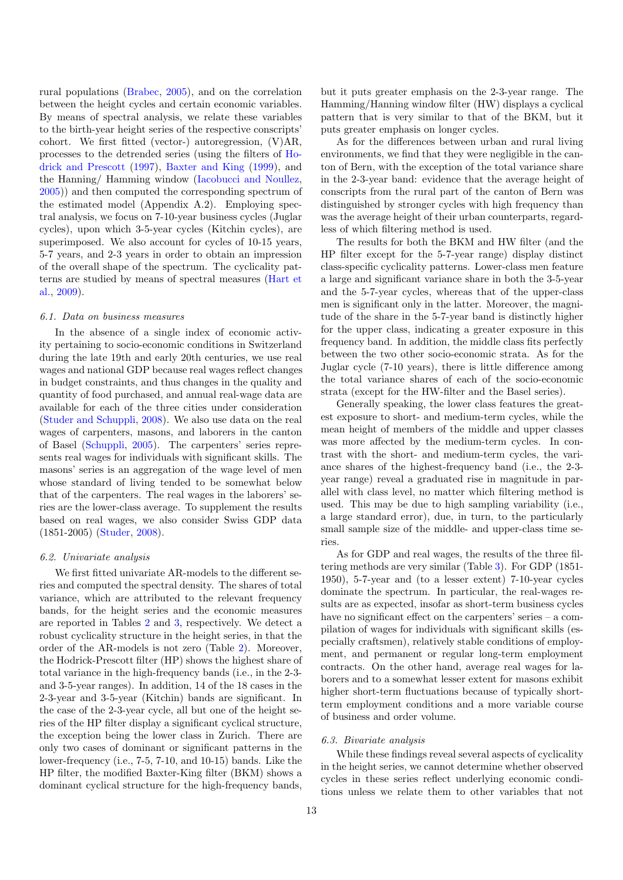rural populations (Brabec, 2005), and on the correlation between the height cycles and certain economic variables. By means of spectral analysis, we relate these variables to the birth-year height series of the respective conscripts' cohort. We first fitted (vector-) autoregression, (V)AR, processes to the detrended series (using the filters of Hodrick and Prescott (1997), Baxter and King (1999), and the Hanning/ Hamming window (Iacobucci and Noullez, 2005)) and then computed the corresponding spectrum of the estimated model (Appendix A.2). Employing spectral analysis, we focus on 7-10-year business cycles (Juglar cycles), upon which 3-5-year cycles (Kitchin cycles), are superimposed. We also account for cycles of 10-15 years, 5-7 years, and 2-3 years in order to obtain an impression of the overall shape of the spectrum. The cyclicality patterns are studied by means of spectral measures (Hart et al., 2009).

### 6.1. Data on business measures

In the absence of a single index of economic activity pertaining to socio-economic conditions in Switzerland during the late 19th and early 20th centuries, we use real wages and national GDP because real wages reflect changes in budget constraints, and thus changes in the quality and quantity of food purchased, and annual real-wage data are available for each of the three cities under consideration (Studer and Schuppli, 2008). We also use data on the real wages of carpenters, masons, and laborers in the canton of Basel (Schuppli, 2005). The carpenters' series represents real wages for individuals with significant skills. The masons' series is an aggregation of the wage level of men whose standard of living tended to be somewhat below that of the carpenters. The real wages in the laborers' series are the lower-class average. To supplement the results based on real wages, we also consider Swiss GDP data (1851-2005) (Studer, 2008).

### 6.2. Univariate analysis

We first fitted univariate AR-models to the different series and computed the spectral density. The shares of total variance, which are attributed to the relevant frequency bands, for the height series and the economic measures are reported in Tables 2 and 3, respectively. We detect a robust cyclicality structure in the height series, in that the order of the AR-models is not zero (Table 2). Moreover, the Hodrick-Prescott filter (HP) shows the highest share of total variance in the high-frequency bands (i.e., in the 2-3- and 3-5-year ranges). In addition, 14 of the 18 cases in the 2-3-year and 3-5-year (Kitchin) bands are significant. In the case of the 2-3-year cycle, all but one of the height series of the HP filter display a significant cyclical structure, the exception being the lower class in Zurich. There are only two cases of dominant or significant patterns in the lower-frequency (i.e., 7-5, 7-10, and 10-15) bands. Like the HP filter, the modified Baxter-King filter (BKM) shows a dominant cyclical structure for the high-frequency bands, but it puts greater emphasis on the 2-3-year range. The Hamming/Hanning window filter (HW) displays a cyclical pattern that is very similar to that of the BKM, but it puts greater emphasis on longer cycles.

As for the differences between urban and rural living environments, we find that they were negligible in the canton of Bern, with the exception of the total variance share in the 2-3-year band: evidence that the average height of conscripts from the rural part of the canton of Bern was distinguished by stronger cycles with high frequency than was the average height of their urban counterparts, regardless of which filtering method is used.

The results for both the BKM and HW filter (and the HP filter except for the 5-7-year range) display distinct class-specific cyclicality patterns. Lower-class men feature a large and significant variance share in both the 3-5-year and the 5-7-year cycles, whereas that of the upper-class men is significant only in the latter. Moreover, the magnitude of the share in the 5-7-year band is distinctly higher for the upper class, indicating a greater exposure in this frequency band. In addition, the middle class fits perfectly between the two other socio-economic strata. As for the Juglar cycle (7-10 years), there is little difference among the total variance shares of each of the socio-economic strata (except for the HW-filter and the Basel series).

Generally speaking, the lower class features the greatest exposure to short- and medium-term cycles, while the mean height of members of the middle and upper classes was more affected by the medium-term cycles. In contrast with the short- and medium-term cycles, the variance shares of the highest-frequency band (i.e., the 2-3-year range) reveal a graduated rise in magnitude in parallel with class level, no matter which filtering method is used. This may be due to high sampling variability (i.e., a large standard error), due, in turn, to the particularly small sample size of the middle- and upper-class time series.

As for GDP and real wages, the results of the three filtering methods are very similar (Table 3). For GDP (1851-1950), 5-7-year and (to a lesser extent) 7-10-year cycles dominate the spectrum. In particular, the real-wages results are as expected, insofar as short-term business cycles have no significant effect on the carpenters' series – a compilation of wages for individuals with significant skills (especially craftsmen), relatively stable conditions of employment, and permanent or regular long-term employment contracts. On the other hand, average real wages for laborers and to a somewhat lesser extent for masons exhibit higher short-term fluctuations because of typically short-term employment conditions and a more variable course of business and order volume.

### 6.3. Bivariate analysis

While these findings reveal several aspects of cyclicality in the height series, we cannot determine whether observed cycles in these series reflect underlying economic conditions unless we relate them to other variables that not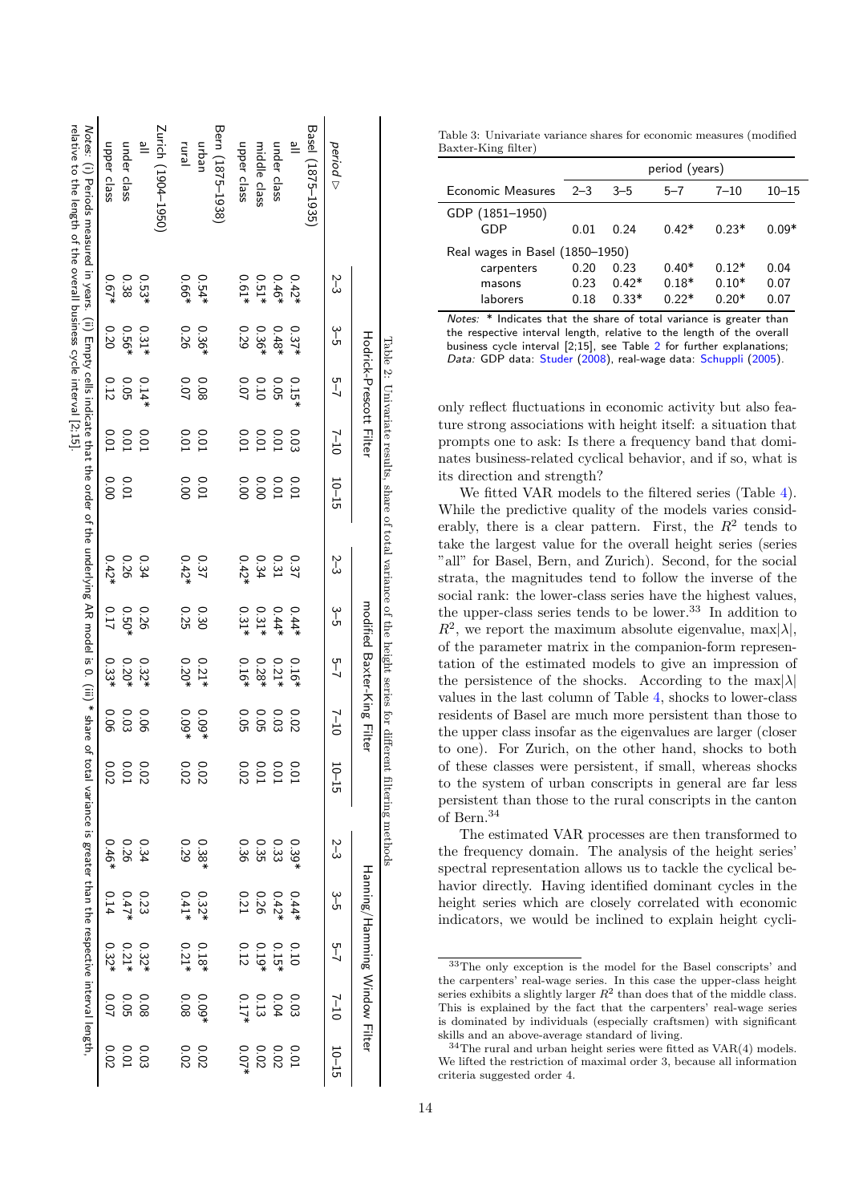Table 2: Univariate results, share of total variance of the height series for different filtering methods

| | Hodrick-Prescott Filter | | | | | modified Baxter-King Filter | | | | | Hanning/Hamming Window Filter | | | | |
|---|---|---|---|---|---|---|---|---|---|---|---|---|---|---|---|
| period ▷ | 2–3 | 3–5 | 5–7 | 7–10 | 10–15 | 2–3 | 3–5 | 5–7 | 7–10 | 10–15 | 2–3 | 3–5 | 5–7 | 7–10 | 10–15 |
| Basel (1875–1935) | | | | | | | | | | | | | | | |
| all | 0.42* | 0.37* | 0.15* | 0.03 | 0.01 | 0.37 | 0.44* | 0.16* | 0.02 | 0.01 | 0.39* | 0.44* | 0.10 | 0.03 | 0.01 |
| under class | 0.46* | 0.48* | 0.05 | 0.01 | 0.01 | 0.31 | 0.44* | 0.21* | 0.03 | 0.01 | 0.33 | 0.42* | 0.15* | 0.04 | 0.02 |
| middle class | 0.51* | 0.36* | 0.10 | 0.01 | 0.00 | 0.34 | 0.31* | 0.28* | 0.05 | 0.01 | 0.35 | 0.26 | 0.19* | 0.13 | 0.02 |
| upper class | 0.61* | 0.29 | 0.07 | 0.01 | 0.00 | 0.42* | 0.31* | 0.16* | 0.05 | 0.02 | 0.36 | 0.21 | 0.12 | 0.17* | 0.07* |
| Bern (1875–1938) | | | | | | | | | | | | | | | |
| urban | 0.54* | 0.36* | 0.08 | 0.01 | 0.01 | 0.37 | 0.30 | 0.21* | 0.09* | 0.02 | 0.38* | 0.32* | 0.18* | 0.09* | 0.02 |
| rural | 0.66* | 0.26 | 0.07 | 0.01 | 0.00 | 0.42* | 0.25 | 0.20* | 0.09* | 0.02 | 0.29 | 0.41* | 0.21* | 0.08 | 0.02 |
| Zurich (1904–1950) | | | | | | | | | | | | | | | |
| all | 0.53* | 0.31* | 0.14* | 0.01 | | 0.34 | 0.26 | 0.32* | 0.06 | 0.02 | 0.34 | 0.23 | 0.32* | 0.08 | 0.03 |
| under class | 0.38 | 0.56* | 0.05 | 0.01 | 0.01 | 0.26 | 0.50* | 0.20* | 0.03 | 0.01 | 0.26 | 0.47* | 0.21* | 0.05 | 0.01 |
| upper class | 0.67* | 0.20 | 0.12 | 0.01 | 0.00 | 0.42* | 0.17 | 0.33* | 0.06 | 0.02 | 0.46* | 0.14 | 0.32* | 0.07 | 0.02 |

*Notes:* (i) Periods measured in years. (ii) Empty cells indicate that the order of the underlying AR model is 0. (iii) * share of total variance is greater than the respective interval length, relative to the length of the overall business cycle interval [2;15].

Table 3: Univariate variance shares for economic measures (modified Baxter-King filter)

| Economic Measures | 2–3 | 3–5 | 5–7 | 7–10 | 10–15 |
|---|---|---|---|---|---|
| | period (years) | | | | |
| GDP (1851–1950) | | | | | |
| GDP | 0.01 | 0.24 | 0.42* | 0.23* | 0.09* |
| Real wages in Basel (1850–1950) | | | | | |
| carpenters | 0.20 | 0.23 | 0.40* | 0.12* | 0.04 |
| masons | 0.23 | 0.42* | 0.18* | 0.10* | 0.07 |
| laborers | 0.18 | 0.33* | 0.22* | 0.20* | 0.07 |

*Notes:* * Indicates that the share of total variance is greater than the respective interval length, relative to the length of the overall business cycle interval [2;15], see Table 2 for further explanations; *Data:* GDP data: Studer (2008), real-wage data: Schuppli (2005).

only reflect fluctuations in economic activity but also feature strong associations with height itself: a situation that prompts one to ask: Is there a frequency band that dominates business-related cyclical behavior, and if so, what is its direction and strength?

We fitted VAR models to the filtered series (Table 4). While the predictive quality of the models varies considerably, there is a clear pattern. First, the $R^2$ tends to take the largest value for the overall height series (series "all" for Basel, Bern, and Zurich). Second, for the social strata, the magnitudes tend to follow the inverse of the social rank: the lower-class series have the highest values, the upper-class series tends to be lower.[33] In addition to $R^2$, we report the maximum absolute eigenvalue, $\max|\lambda|$, of the parameter matrix in the companion-form representation of the estimated models to give an impression of the persistence of the shocks. According to the $\max|\lambda|$ values in the last column of Table 4, shocks to lower-class residents of Basel are much more persistent than those to the upper class insofar as the eigenvalues are larger (closer to one). For Zurich, on the other hand, shocks to both of these classes were persistent, if small, whereas shocks to the system of urban conscripts in general are far less persistent than those to the rural conscripts in the canton of Bern.[34]

The estimated VAR processes are then transformed to the frequency domain. The analysis of the height series' spectral representation allows us to tackle the cyclical behavior directly. Having identified dominant cycles in the height series which are closely correlated with economic indicators, we would be inclined to explain height cycli-

[33] The only exception is the model for the Basel conscripts' and the carpenters' real-wage series. In this case the upper-class height series exhibits a slightly larger $R^2$ than does that of the middle class. This is explained by the fact that the carpenters' real-wage series is dominated by individuals (especially craftsmen) with significant skills and an above-average standard of living.

[34] The rural and urban height series were fitted as VAR(4) models. We lifted the restriction of maximal order 3, because all information criteria suggested order 4.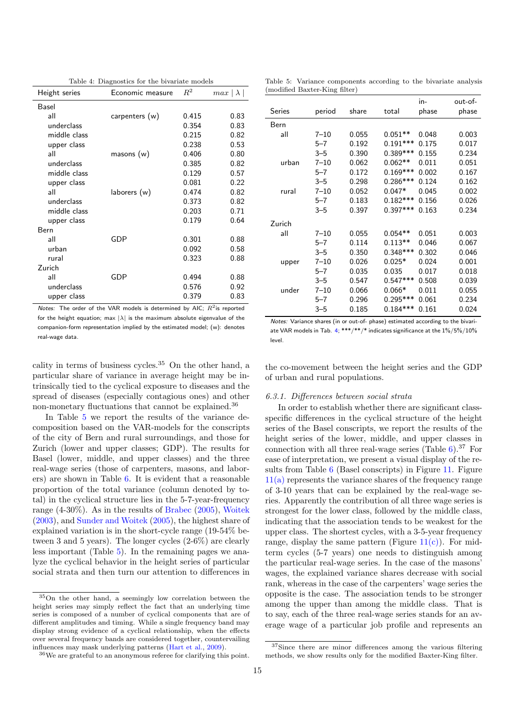Table 4: Diagnostics for the bivariate models

| Height series | Economic measure | $R^2$ | $max \mid \lambda \mid$ |
|---|---|---|---|
| Basel | | | |
| all | carpenters (w) | 0.415 | 0.83 |
| underclass | | 0.354 | 0.83 |
| middle class | | 0.215 | 0.82 |
| upper class | | 0.238 | 0.53 |
| all | masons (w) | 0.406 | 0.80 |
| underclass | | 0.385 | 0.82 |
| middle class | | 0.129 | 0.57 |
| upper class | | 0.081 | 0.22 |
| all | laborers (w) | 0.474 | 0.82 |
| underclass | | 0.373 | 0.82 |
| middle class | | 0.203 | 0.71 |
| upper class | | 0.179 | 0.64 |
| Bern | | | |
| all | GDP | 0.301 | 0.88 |
| urban | | 0.092 | 0.58 |
| rural | | 0.323 | 0.88 |
| Zurich | | | |
| all | GDP | 0.494 | 0.88 |
| underclass | | 0.576 | 0.92 |
| upper class | | 0.379 | 0.83 |

*Notes:* The order of the VAR models is determined by AIC; $R^2$is reported for the height equation; max $|\lambda|$ is the maximum absolute eigenvalue of the companion-form representation implied by the estimated model; (w): denotes real-wage data.

Table 5: Variance components according to the bivariate analysis (modified Baxter-King filter)

| Series | period | share | total | in-phase | out-of-phase |
|---|---|---|---|---|---|
| Bern | | | | | |
| all | 7–10 | 0.055 | 0.051** | 0.048 | 0.003 |
| | 5–7 | 0.192 | 0.191*** | 0.175 | 0.017 |
| | 3–5 | 0.390 | 0.389*** | 0.155 | 0.234 |
| urban | 7–10 | 0.062 | 0.062** | 0.011 | 0.051 |
| | 5–7 | 0.172 | 0.169*** | 0.002 | 0.167 |
| | 3–5 | 0.298 | 0.286*** | 0.124 | 0.162 |
| rural | 7–10 | 0.052 | 0.047* | 0.045 | 0.002 |
| | 5–7 | 0.183 | 0.182*** | 0.156 | 0.026 |
| | 3–5 | 0.397 | 0.397*** | 0.163 | 0.234 |
| Zurich | | | | | |
| all | 7–10 | 0.055 | 0.054** | 0.051 | 0.003 |
| | 5–7 | 0.114 | 0.113** | 0.046 | 0.067 |
| | 3–5 | 0.350 | 0.348*** | 0.302 | 0.046 |
| upper | 7–10 | 0.026 | 0.025* | 0.024 | 0.001 |
| | 5–7 | 0.035 | 0.035 | 0.017 | 0.018 |
| | 3–5 | 0.547 | 0.547*** | 0.508 | 0.039 |
| under | 7–10 | 0.066 | 0.066* | 0.011 | 0.055 |
| | 5–7 | 0.296 | 0.295*** | 0.061 | 0.234 |
| | 3–5 | 0.185 | 0.184*** | 0.161 | 0.024 |

*Notes:* Variance shares (in or out-of- phase) estimated according to the bivariate VAR models in Tab. 4; ***/**/* indicates significance at the 1%/5%/10% level.

cality in terms of business cycles.[35] On the other hand, a particular share of variance in average height may be intrinsically tied to the cyclical exposure to diseases and the spread of diseases (especially contagious ones) and other non-monetary fluctuations that cannot be explained.[36]

In Table 5 we report the results of the variance decomposition based on the VAR-models for the conscripts of the city of Bern and rural surroundings, and those for Zurich (lower and upper classes; GDP). The results for Basel (lower, middle, and upper classes) and the three real-wage series (those of carpenters, masons, and laborers) are shown in Table 6. It is evident that a reasonable proportion of the total variance (column denoted by total) in the cyclical structure lies in the 5-7-year-frequency range (4-30%). As in the results of Brabec (2005), Woitek (2003), and Sunder and Woitek (2005), the highest share of explained variation is in the short-cycle range (19-54% between 3 and 5 years). The longer cycles (2-6%) are clearly less important (Table 5). In the remaining pages we analyze the cyclical behavior in the height series of particular social strata and then turn our attention to differences in the co-movement between the height series and the GDP of urban and rural populations.

### *6.3.1. Differences between social strata*

In order to establish whether there are significant class-specific differences in the cyclical structure of the height series of the Basel conscripts, we report the results of the height series of the lower, middle, and upper classes in connection with all three real-wage series (Table 6).[37] For ease of interpretation, we present a visual display of the results from Table 6 (Basel conscripts) in Figure 11. Figure 11(a) represents the variance shares of the frequency range of 3-10 years that can be explained by the real-wage series. Apparently the contribution of all three wage series is strongest for the lower class, followed by the middle class, indicating that the association tends to be weakest for the upper class. The shortest cycles, with a 3-5-year frequency range, display the same pattern (Figure 11(c)). For mid-term cycles (5-7 years) one needs to distinguish among the particular real-wage series. In the case of the masons' wages, the explained variance shares decrease with social rank, whereas in the case of the carpenters' wage series the opposite is the case. The association tends to be stronger among the upper than among the middle class. That is to say, each of the three real-wage series stands for an average wage of a particular job profile and represents an

---

[35] On the other hand, a seemingly low correlation between the height series may simply reflect the fact that an underlying time series is composed of a number of cyclical components that are of different amplitudes and timing. While a single frequency band may display strong evidence of a cyclical relationship, when the effects over several frequency bands are considered together, countervailing influences may mask underlying patterns (Hart et al., 2009).

[36] We are grateful to an anonymous referee for clarifying this point.

[37] Since there are minor differences among the various filtering methods, we show results only for the modified Baxter-King filter.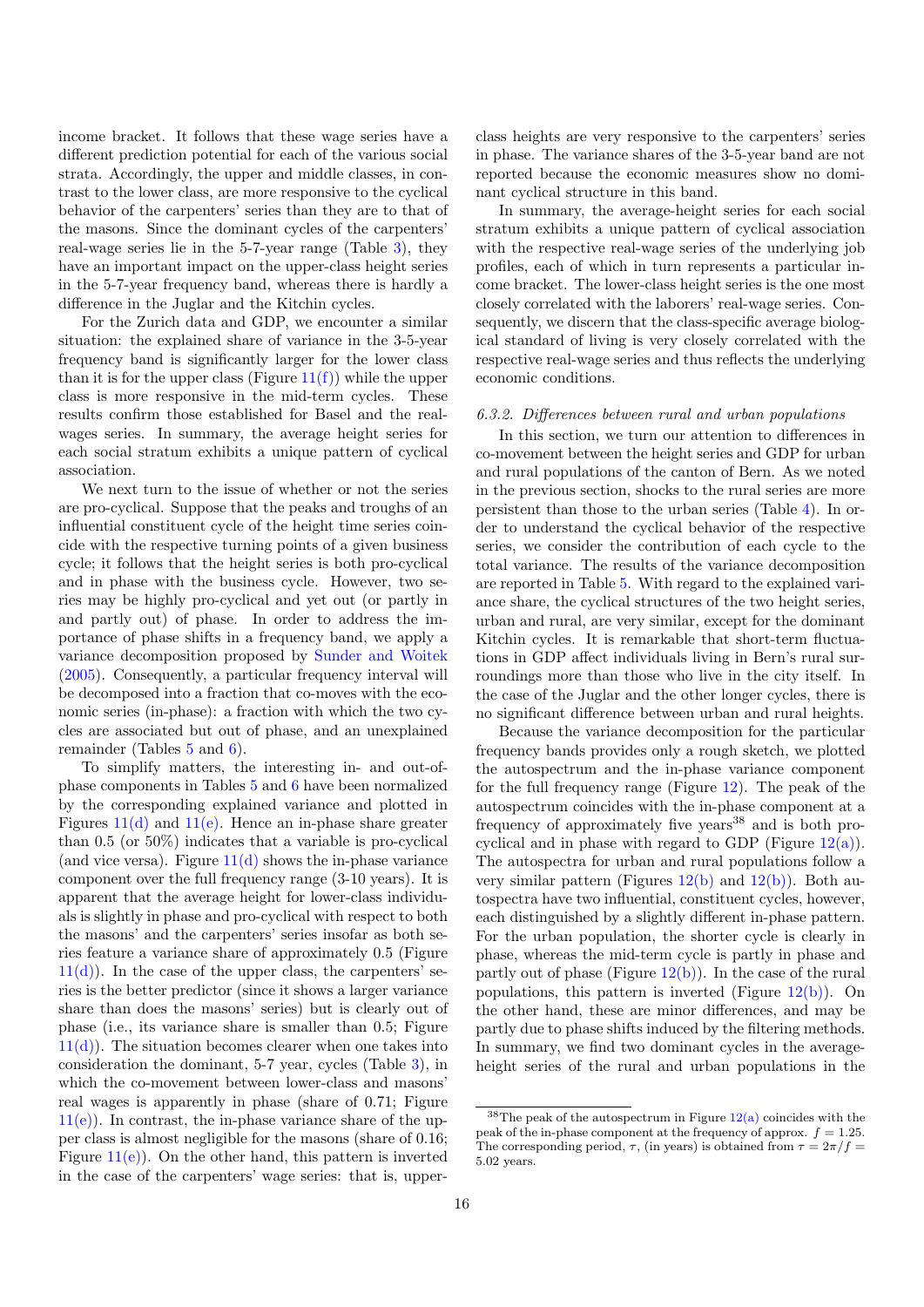income bracket. It follows that these wage series have a different prediction potential for each of the various social strata. Accordingly, the upper and middle classes, in contrast to the lower class, are more responsive to the cyclical behavior of the carpenters' series than they are to that of the masons. Since the dominant cycles of the carpenters' real-wage series lie in the 5-7-year range (Table 3), they have an important impact on the upper-class height series in the 5-7-year frequency band, whereas there is hardly a difference in the Juglar and the Kitchin cycles.

For the Zurich data and GDP, we encounter a similar situation: the explained share of variance in the 3-5-year frequency band is significantly larger for the lower class than it is for the upper class (Figure 11(f)) while the upper class is more responsive in the mid-term cycles. These results confirm those established for Basel and the real-wages series. In summary, the average height series for each social stratum exhibits a unique pattern of cyclical association.

We next turn to the issue of whether or not the series are pro-cyclical. Suppose that the peaks and troughs of an influential constituent cycle of the height time series coincide with the respective turning points of a given business cycle; it follows that the height series is both pro-cyclical and in phase with the business cycle. However, two series may be highly pro-cyclical and yet out (or partly in and partly out) of phase. In order to address the importance of phase shifts in a frequency band, we apply a variance decomposition proposed by Sunder and Woitek (2005). Consequently, a particular frequency interval will be decomposed into a fraction that co-moves with the economic series (in-phase): a fraction with which the two cycles are associated but out of phase, and an unexplained remainder (Tables 5 and 6).

To simplify matters, the interesting in- and out-of-phase components in Tables 5 and 6 have been normalized by the corresponding explained variance and plotted in Figures 11(d) and 11(e). Hence an in-phase share greater than 0.5 (or 50%) indicates that a variable is pro-cyclical (and vice versa). Figure 11(d) shows the in-phase variance component over the full frequency range (3-10 years). It is apparent that the average height for lower-class individuals is slightly in phase and pro-cyclical with respect to both the masons' and the carpenters' series insofar as both series feature a variance share of approximately 0.5 (Figure 11(d)). In the case of the upper class, the carpenters' series is the better predictor (since it shows a larger variance share than does the masons' series) but is clearly out of phase (i.e., its variance share is smaller than 0.5; Figure 11(d)). The situation becomes clearer when one takes into consideration the dominant, 5-7 year, cycles (Table 3), in which the co-movement between lower-class and masons' real wages is apparently in phase (share of 0.71; Figure 11(e)). In contrast, the in-phase variance share of the upper class is almost negligible for the masons (share of 0.16; Figure 11(e)). On the other hand, this pattern is inverted in the case of the carpenters' wage series: that is, upper-class heights are very responsive to the carpenters' series in phase. The variance shares of the 3-5-year band are not reported because the economic measures show no dominant cyclical structure in this band.

In summary, the average-height series for each social stratum exhibits a unique pattern of cyclical association with the respective real-wage series of the underlying job profiles, each of which in turn represents a particular income bracket. The lower-class height series is the one most closely correlated with the laborers' real-wage series. Consequently, we discern that the class-specific average biological standard of living is very closely correlated with the respective real-wage series and thus reflects the underlying economic conditions.

#### *6.3.2. Differences between rural and urban populations*

In this section, we turn our attention to differences in co-movement between the height series and GDP for urban and rural populations of the canton of Bern. As we noted in the previous section, shocks to the rural series are more persistent than those to the urban series (Table 4). In order to understand the cyclical behavior of the respective series, we consider the contribution of each cycle to the total variance. The results of the variance decomposition are reported in Table 5. With regard to the explained variance share, the cyclical structures of the two height series, urban and rural, are very similar, except for the dominant Kitchin cycles. It is remarkable that short-term fluctuations in GDP affect individuals living in Bern's rural surroundings more than those who live in the city itself. In the case of the Juglar and the other longer cycles, there is no significant difference between urban and rural heights.

Because the variance decomposition for the particular frequency bands provides only a rough sketch, we plotted the autospectrum and the in-phase variance component for the full frequency range (Figure 12). The peak of the autospectrum coincides with the in-phase component at a frequency of approximately five years[38] and is both pro-cyclical and in phase with regard to GDP (Figure 12(a)). The autospectra for urban and rural populations follow a very similar pattern (Figures 12(b) and 12(b)). Both autospectra have two influential, constituent cycles, however, each distinguished by a slightly different in-phase pattern. For the urban population, the shorter cycle is clearly in phase, whereas the mid-term cycle is partly in phase and partly out of phase (Figure 12(b)). In the case of the rural populations, this pattern is inverted (Figure 12(b)). On the other hand, these are minor differences, and may be partly due to phase shifts induced by the filtering methods. In summary, we find two dominant cycles in the average-height series of the rural and urban populations in the

[38] The peak of the autospectrum in Figure 12(a) coincides with the peak of the in-phase component at the frequency of approx. $f = 1.25$. The corresponding period, $\tau$, (in years) is obtained from $\tau = 2\pi/f = 5.02$ years.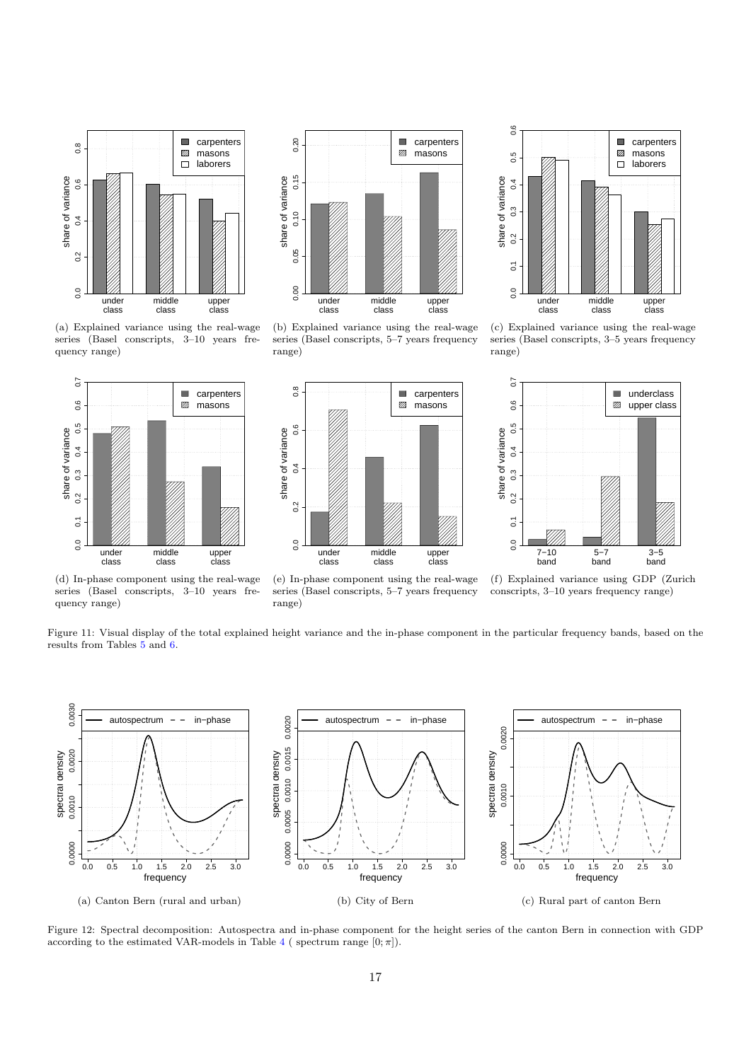(a) Explained variance using the real-wage series (Basel conscripts, 3–10 years frequency range)

(b) Explained variance using the real-wage series (Basel conscripts, 5–7 years frequency range)

(c) Explained variance using the real-wage series (Basel conscripts, 3–5 years frequency range)

(d) In-phase component using the real-wage series (Basel conscripts, 3–10 years frequency range)

(e) In-phase component using the real-wage series (Basel conscripts, 5–7 years frequency range)

(f) Explained variance using GDP (Zurich conscripts, 3–10 years frequency range)

Figure 11: Visual display of the total explained height variance and the in-phase component in the particular frequency bands, based on the results from Tables 5 and 6.

(a) Canton Bern (rural and urban)

(b) City of Bern

(c) Rural part of canton Bern

Figure 12: Spectral decomposition: Autospectra and in-phase component for the height series of the canton Bern in connection with GDP according to the estimated VAR-models in Table 4 ( spectrum range $[0; \pi]$).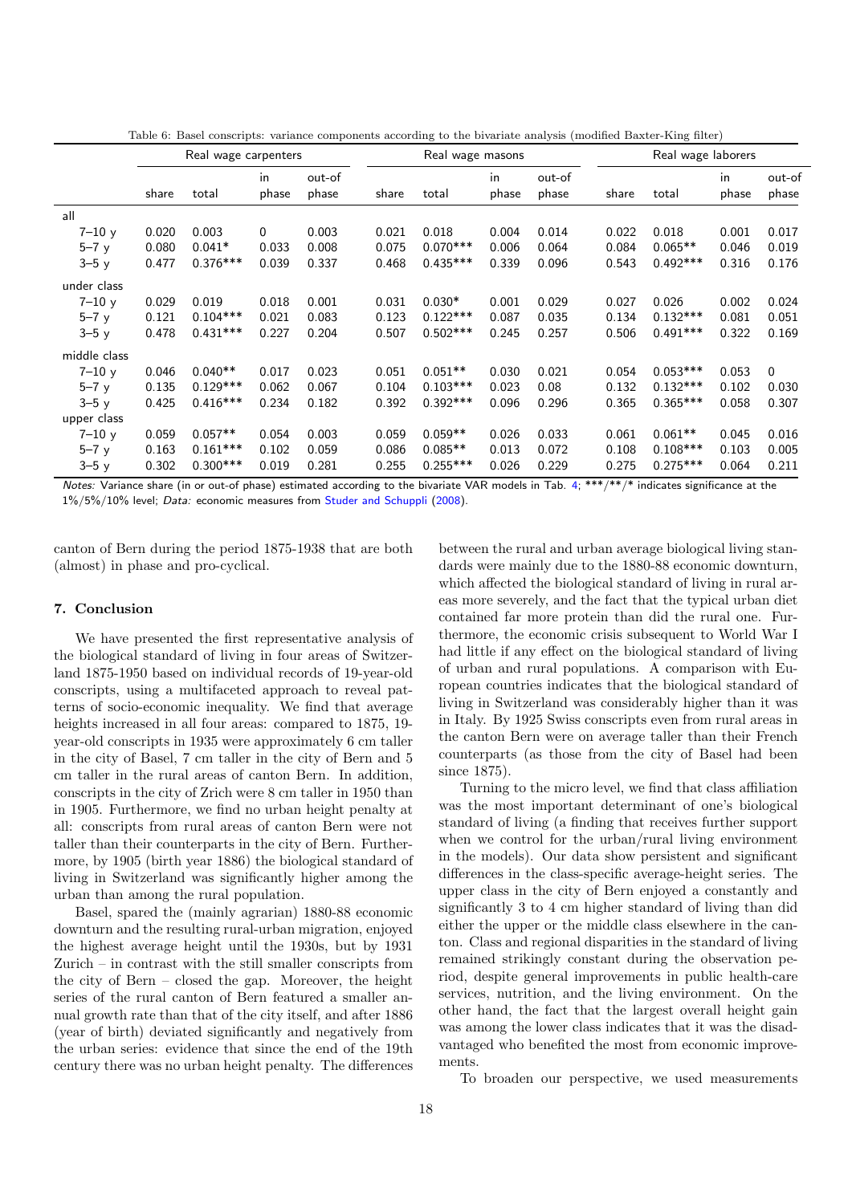Table 6: Basel conscripts: variance components according to the bivariate analysis (modified Baxter-King filter)

| | Real wage carpenters | | | | Real wage masons | | | | Real wage laborers | | | |
|---|---|---|---|---|---|---|---|---|---|---|---|---|
| | share | total | in phase | out-of phase | share | total | in phase | out-of phase | share | total | in phase | out-of phase |
| all | | | | | | | | | | | | |
| 7–10 y | 0.020 | 0.003 | 0 | 0.003 | 0.021 | 0.018 | 0.004 | 0.014 | 0.022 | 0.018 | 0.001 | 0.017 |
| 5–7 y | 0.080 | 0.041* | 0.033 | 0.008 | 0.075 | 0.070*** | 0.006 | 0.064 | 0.084 | 0.065** | 0.046 | 0.019 |
| 3–5 y | 0.477 | 0.376*** | 0.039 | 0.337 | 0.468 | 0.435*** | 0.339 | 0.096 | 0.543 | 0.492*** | 0.316 | 0.176 |
| under class | | | | | | | | | | | | |
| 7–10 y | 0.029 | 0.019 | 0.018 | 0.001 | 0.031 | 0.030* | 0.001 | 0.029 | 0.027 | 0.026 | 0.002 | 0.024 |
| 5–7 y | 0.121 | 0.104*** | 0.021 | 0.083 | 0.123 | 0.122*** | 0.087 | 0.035 | 0.134 | 0.132*** | 0.081 | 0.051 |
| 3–5 y | 0.478 | 0.431*** | 0.227 | 0.204 | 0.507 | 0.502*** | 0.245 | 0.257 | 0.506 | 0.491*** | 0.322 | 0.169 |
| middle class | | | | | | | | | | | | |
| 7–10 y | 0.046 | 0.040** | 0.017 | 0.023 | 0.051 | 0.051** | 0.030 | 0.021 | 0.054 | 0.053*** | 0.053 | 0 |
| 5–7 y | 0.135 | 0.129*** | 0.062 | 0.067 | 0.104 | 0.103*** | 0.023 | 0.08 | 0.132 | 0.132*** | 0.102 | 0.030 |
| 3–5 y | 0.425 | 0.416*** | 0.234 | 0.182 | 0.392 | 0.392*** | 0.096 | 0.296 | 0.365 | 0.365*** | 0.058 | 0.307 |
| upper class | | | | | | | | | | | | |
| 7–10 y | 0.059 | 0.057** | 0.054 | 0.003 | 0.059 | 0.059** | 0.026 | 0.033 | 0.061 | 0.061** | 0.045 | 0.016 |
| 5–7 y | 0.163 | 0.161*** | 0.102 | 0.059 | 0.086 | 0.085** | 0.013 | 0.072 | 0.108 | 0.108*** | 0.103 | 0.005 |
| 3–5 y | 0.302 | 0.300*** | 0.019 | 0.281 | 0.255 | 0.255*** | 0.026 | 0.229 | 0.275 | 0.275*** | 0.064 | 0.211 |

*Notes:* Variance share (in or out-of phase) estimated according to the bivariate VAR models in Tab. 4; ***/**/* indicates significance at the 1%/5%/10% level; *Data:* economic measures from Studer and Schuppli (2008).

canton of Bern during the period 1875-1938 that are both (almost) in phase and pro-cyclical.

## 7. Conclusion

We have presented the first representative analysis of the biological standard of living in four areas of Switzerland 1875-1950 based on individual records of 19-year-old conscripts, using a multifaceted approach to reveal patterns of socio-economic inequality. We find that average heights increased in all four areas: compared to 1875, 19-year-old conscripts in 1935 were approximately 6 cm taller in the city of Basel, 7 cm taller in the city of Bern and 5 cm taller in the rural areas of canton Bern. In addition, conscripts in the city of Zrich were 8 cm taller in 1950 than in 1905. Furthermore, we find no urban height penalty at all: conscripts from rural areas of canton Bern were not taller than their counterparts in the city of Bern. Furthermore, by 1905 (birth year 1886) the biological standard of living in Switzerland was significantly higher among the urban than among the rural population.

Basel, spared the (mainly agrarian) 1880-88 economic downturn and the resulting rural-urban migration, enjoyed the highest average height until the 1930s, but by 1931 Zurich – in contrast with the still smaller conscripts from the city of Bern – closed the gap. Moreover, the height series of the rural canton of Bern featured a smaller annual growth rate than that of the city itself, and after 1886 (year of birth) deviated significantly and negatively from the urban series: evidence that since the end of the 19th century there was no urban height penalty. The differences between the rural and urban average biological living standards were mainly due to the 1880-88 economic downturn, which affected the biological standard of living in rural areas more severely, and the fact that the typical urban diet contained far more protein than did the rural one. Furthermore, the economic crisis subsequent to World War I had little if any effect on the biological standard of living of urban and rural populations. A comparison with European countries indicates that the biological standard of living in Switzerland was considerably higher than it was in Italy. By 1925 Swiss conscripts even from rural areas in the canton Bern were on average taller than their French counterparts (as those from the city of Basel had been since 1875).

Turning to the micro level, we find that class affiliation was the most important determinant of one's biological standard of living (a finding that receives further support when we control for the urban/rural living environment in the models). Our data show persistent and significant differences in the class-specific average-height series. The upper class in the city of Bern enjoyed a constantly and significantly 3 to 4 cm higher standard of living than did either the upper or the middle class elsewhere in the canton. Class and regional disparities in the standard of living remained strikingly constant during the observation period, despite general improvements in public health-care services, nutrition, and the living environment. On the other hand, the fact that the largest overall height gain was among the lower class indicates that it was the disadvantaged who benefited the most from economic improvements.

To broaden our perspective, we used measurements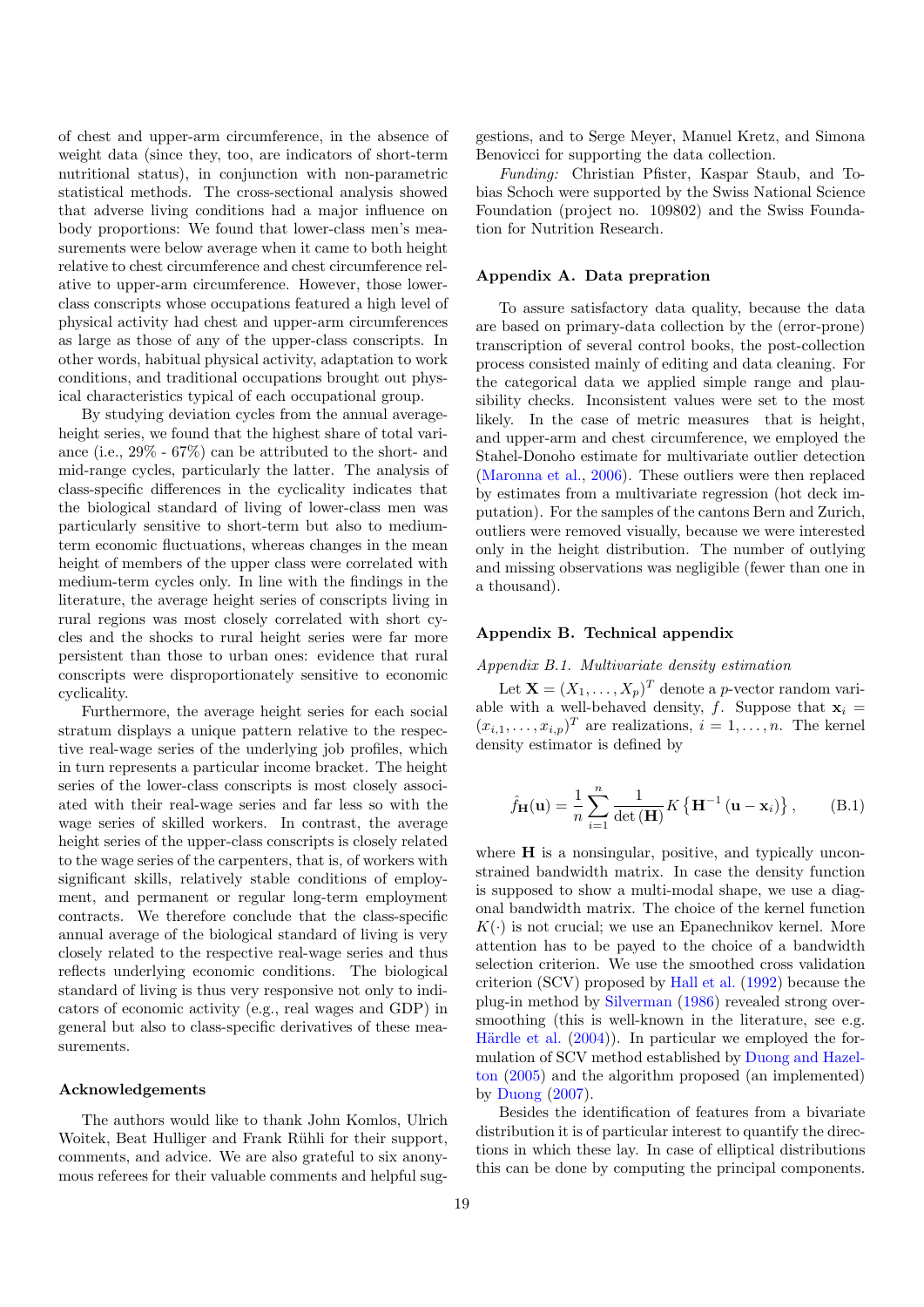of chest and upper-arm circumference, in the absence of weight data (since they, too, are indicators of short-term nutritional status), in conjunction with non-parametric statistical methods. The cross-sectional analysis showed that adverse living conditions had a major influence on body proportions: We found that lower-class men's measurements were below average when it came to both height relative to chest circumference and chest circumference relative to upper-arm circumference. However, those lower-class conscripts whose occupations featured a high level of physical activity had chest and upper-arm circumferences as large as those of any of the upper-class conscripts. In other words, habitual physical activity, adaptation to work conditions, and traditional occupations brought out physical characteristics typical of each occupational group.

By studying deviation cycles from the annual average-height series, we found that the highest share of total variance (i.e., 29% - 67%) can be attributed to the short- and mid-range cycles, particularly the latter. The analysis of class-specific differences in the cyclicality indicates that the biological standard of living of lower-class men was particularly sensitive to short-term but also to medium-term economic fluctuations, whereas changes in the mean height of members of the upper class were correlated with medium-term cycles only. In line with the findings in the literature, the average height series of conscripts living in rural regions was most closely correlated with short cycles and the shocks to rural height series were far more persistent than those to urban ones: evidence that rural conscripts were disproportionately sensitive to economic cyclicality.

Furthermore, the average height series for each social stratum displays a unique pattern relative to the respective real-wage series of the underlying job profiles, which in turn represents a particular income bracket. The height series of the lower-class conscripts is most closely associated with their real-wage series and far less so with the wage series of skilled workers. In contrast, the average height series of the upper-class conscripts is closely related to the wage series of the carpenters, that is, of workers with significant skills, relatively stable conditions of employment, and permanent or regular long-term employment contracts. We therefore conclude that the class-specific annual average of the biological standard of living is very closely related to the respective real-wage series and thus reflects underlying economic conditions. The biological standard of living is thus very responsive not only to indicators of economic activity (e.g., real wages and GDP) in general but also to class-specific derivatives of these measurements.

## Acknowledgements

The authors would like to thank John Komlos, Ulrich Woitek, Beat Hulliger and Frank Rühli for their support, comments, and advice. We are also grateful to six anonymous referees for their valuable comments and helpful suggestions, and to Serge Meyer, Manuel Kretz, and Simona Benovicci for supporting the data collection.

*Funding:* Christian Pfister, Kaspar Staub, and Tobias Schoch were supported by the Swiss National Science Foundation (project no. 109802) and the Swiss Foundation for Nutrition Research.

## Appendix A. Data prepration

To assure satisfactory data quality, because the data are based on primary-data collection by the (error-prone) transcription of several control books, the post-collection process consisted mainly of editing and data cleaning. For the categorical data we applied simple range and plausibility checks. Inconsistent values were set to the most likely. In the case of metric measures that is height, and upper-arm and chest circumference, we employed the Stahel-Donoho estimate for multivariate outlier detection (Maronna et al., 2006). These outliers were then replaced by estimates from a multivariate regression (hot deck imputation). For the samples of the cantons Bern and Zurich, outliers were removed visually, because we were interested only in the height distribution. The number of outlying and missing observations was negligible (fewer than one in a thousand).

## Appendix B. Technical appendix

### *Appendix B.1. Multivariate density estimation*

Let $\mathbf{X} = (X_1, \ldots, X_p)^T$ denote a $p$-vector random variable with a well-behaved density, $f$. Suppose that $\mathbf{x}_i = (x_{i,1}, \ldots, x_{i,p})^T$ are realizations, $i = 1, \ldots, n$. The kernel density estimator is defined by

$$\hat{f}_{\mathbf{H}}(\mathbf{u}) = \frac{1}{n} \sum_{i=1}^{n} \frac{1}{\det(\mathbf{H})} K\left\{\mathbf{H}^{-1}(\mathbf{u} - \mathbf{x}_i)\right\}, \qquad \text{(B.1)}$$

where $\mathbf{H}$ is a nonsingular, positive, and typically unconstrained bandwidth matrix. In case the density function is supposed to show a multi-modal shape, we use a diagonal bandwidth matrix. The choice of the kernel function $K(\cdot)$ is not crucial; we use an Epanechnikov kernel. More attention has to be payed to the choice of a bandwidth selection criterion. We use the smoothed cross validation criterion (SCV) proposed by Hall et al. (1992) because the plug-in method by Silverman (1986) revealed strong oversmoothing (this is well-known in the literature, see e.g. Härdle et al. (2004)). In particular we employed the formulation of SCV method established by Duong and Hazelton (2005) and the algorithm proposed (an implemented) by Duong (2007).

Besides the identification of features from a bivariate distribution it is of particular interest to quantify the directions in which these lay. In case of elliptical distributions this can be done by computing the principal components.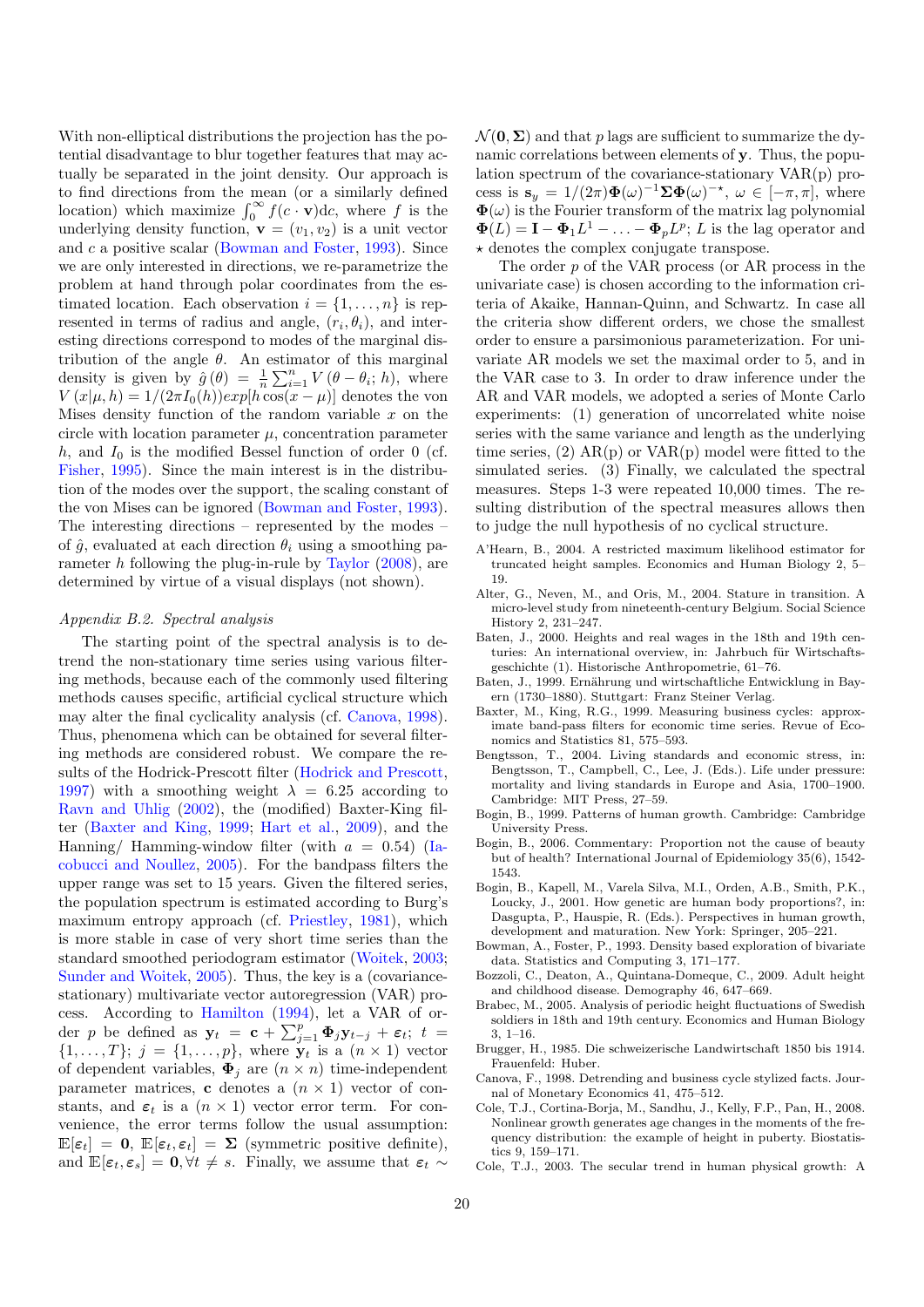With non-elliptical distributions the projection has the potential disadvantage to blur together features that may actually be separated in the joint density. Our approach is to find directions from the mean (or a similarly defined location) which maximize $\int_0^\infty f(c \cdot \mathbf{v})\mathrm{d}c$, where $f$ is the underlying density function, $\mathbf{v} = (v_1, v_2)$ is a unit vector and $c$ a positive scalar (Bowman and Foster, 1993). Since we are only interested in directions, we re-parametrize the problem at hand through polar coordinates from the estimated location. Each observation $i = \{1, \ldots, n\}$ is represented in terms of radius and angle, $(r_i, \theta_i)$, and interesting directions correspond to modes of the marginal distribution of the angle $\theta$. An estimator of this marginal density is given by $\hat{g}(\theta) = \frac{1}{n}\sum_{i=1}^{n} V(\theta - \theta_i; h)$, where $V(x|\mu, h) = 1/(2\pi I_0(h))exp[h\cos(x-\mu)]$ denotes the von Mises density function of the random variable $x$ on the circle with location parameter $\mu$, concentration parameter $h$, and $I_0$ is the modified Bessel function of order 0 (cf. Fisher, 1995). Since the main interest is in the distribution of the modes over the support, the scaling constant of the von Mises can be ignored (Bowman and Foster, 1993). The interesting directions – represented by the modes – of $\hat{g}$, evaluated at each direction $\theta_i$ using a smoothing parameter $h$ following the plug-in-rule by Taylor (2008), are determined by virtue of a visual displays (not shown).

*Appendix B.2. Spectral analysis*

The starting point of the spectral analysis is to detrend the non-stationary time series using various filtering methods, because each of the commonly used filtering methods causes specific, artificial cyclical structure which may alter the final cyclicality analysis (cf. Canova, 1998). Thus, phenomena which can be obtained for several filtering methods are considered robust. We compare the results of the Hodrick-Prescott filter (Hodrick and Prescott, 1997) with a smoothing weight $\lambda = 6.25$ according to Ravn and Uhlig (2002), the (modified) Baxter-King filter (Baxter and King, 1999; Hart et al., 2009), and the Hanning/ Hamming-window filter (with $a = 0.54$) (Iacobucci and Noullez, 2005). For the bandpass filters the upper range was set to 15 years. Given the filtered series, the population spectrum is estimated according to Burg's maximum entropy approach (cf. Priestley, 1981), which is more stable in case of very short time series than the standard smoothed periodogram estimator (Woitek, 2003; Sunder and Woitek, 2005). Thus, the key is a (covariance-stationary) multivariate vector autoregression (VAR) process. According to Hamilton (1994), let a VAR of order $p$ be defined as $\mathbf{y}_t = \mathbf{c} + \sum_{j=1}^{p}\mathbf{\Phi}_j\mathbf{y}_{t-j} + \boldsymbol{\varepsilon}_t$; $t = \{1, \ldots, T\}$; $j = \{1, \ldots, p\}$, where $\mathbf{y}_t$ is a $(n \times 1)$ vector of dependent variables, $\mathbf{\Phi}_j$ are $(n \times n)$ time-independent parameter matrices, $\mathbf{c}$ denotes a $(n \times 1)$ vector of constants, and $\boldsymbol{\varepsilon}_t$ is a $(n \times 1)$ vector error term. For convenience, the error terms follow the usual assumption: $\mathbb{E}[\boldsymbol{\varepsilon}_t] = \mathbf{0}$, $\mathbb{E}[\boldsymbol{\varepsilon}_t, \boldsymbol{\varepsilon}_t] = \mathbf{\Sigma}$ (symmetric positive definite), and $\mathbb{E}[\boldsymbol{\varepsilon}_t, \boldsymbol{\varepsilon}_s] = \mathbf{0}, \forall t \neq s$. Finally, we assume that $\boldsymbol{\varepsilon}_t \sim \mathcal{N}(\mathbf{0}, \mathbf{\Sigma})$ and that $p$ lags are sufficient to summarize the dynamic correlations between elements of $\mathbf{y}$. Thus, the population spectrum of the covariance-stationary VAR(p) process is $\mathbf{s}_y = 1/(2\pi)\mathbf{\Phi}(\omega)^{-1}\mathbf{\Sigma}\mathbf{\Phi}(\omega)^{-\star}$, $\omega \in [-\pi, \pi]$, where $\mathbf{\Phi}(\omega)$ is the Fourier transform of the matrix lag polynomial $\mathbf{\Phi}(L) = \mathbf{I} - \mathbf{\Phi}_1 L^1 - \ldots - \mathbf{\Phi}_p L^p$; $L$ is the lag operator and $\star$ denotes the complex conjugate transpose.

The order $p$ of the VAR process (or AR process in the univariate case) is chosen according to the information criteria of Akaike, Hannan-Quinn, and Schwartz. In case all the criteria show different orders, we chose the smallest order to ensure a parsimonious parameterization. For univariate AR models we set the maximal order to 5, and in the VAR case to 3. In order to draw inference under the AR and VAR models, we adopted a series of Monte Carlo experiments: (1) generation of uncorrelated white noise series with the same variance and length as the underlying time series, (2) AR(p) or VAR(p) model were fitted to the simulated series. (3) Finally, we calculated the spectral measures. Steps 1-3 were repeated 10,000 times. The resulting distribution of the spectral measures allows then to judge the null hypothesis of no cyclical structure.

A'Hearn, B., 2004. A restricted maximum likelihood estimator for truncated height samples. Economics and Human Biology 2, 5–19.

Alter, G., Neven, M., and Oris, M., 2004. Stature in transition. A micro-level study from nineteenth-century Belgium. Social Science History 2, 231–247.

Baten, J., 2000. Heights and real wages in the 18th and 19th centuries: An international overview, in: Jahrbuch für Wirtschaftsgeschichte (1). Historische Anthropometrie, 61–76.

Baten, J., 1999. Ernährung und wirtschaftliche Entwicklung in Bayern (1730–1880). Stuttgart: Franz Steiner Verlag.

Baxter, M., King, R.G., 1999. Measuring business cycles: approximate band-pass filters for economic time series. Revue of Economics and Statistics 81, 575–593.

Bengtsson, T., 2004. Living standards and economic stress, in: Bengtsson, T., Campbell, C., Lee, J. (Eds.). Life under pressure: mortality and living standards in Europe and Asia, 1700–1900. Cambridge: MIT Press, 27–59.

Bogin, B., 1999. Patterns of human growth. Cambridge: Cambridge University Press.

Bogin, B., 2006. Commentary: Proportion not the cause of beauty but of health? International Journal of Epidemiology 35(6), 1542-1543.

Bogin, B., Kapell, M., Varela Silva, M.I., Orden, A.B., Smith, P.K., Loucky, J., 2001. How genetic are human body proportions?, in: Dasgupta, P., Hauspie, R. (Eds.). Perspectives in human growth, development and maturation. New York: Springer, 205–221.

Bowman, A., Foster, P., 1993. Density based exploration of bivariate data. Statistics and Computing 3, 171–177.

Bozzoli, C., Deaton, A., Quintana-Domeque, C., 2009. Adult height and childhood disease. Demography 46, 647–669.

Brabec, M., 2005. Analysis of periodic height fluctuations of Swedish soldiers in 18th and 19th century. Economics and Human Biology 3, 1–16.

Brugger, H., 1985. Die schweizerische Landwirtschaft 1850 bis 1914. Frauenfeld: Huber.

Canova, F., 1998. Detrending and business cycle stylized facts. Journal of Monetary Economics 41, 475–512.

Cole, T.J., Cortina-Borja, M., Sandhu, J., Kelly, F.P., Pan, H., 2008. Nonlinear growth generates age changes in the moments of the frequency distribution: the example of height in puberty. Biostatistics 9, 159–171.

Cole, T.J., 2003. The secular trend in human physical growth: A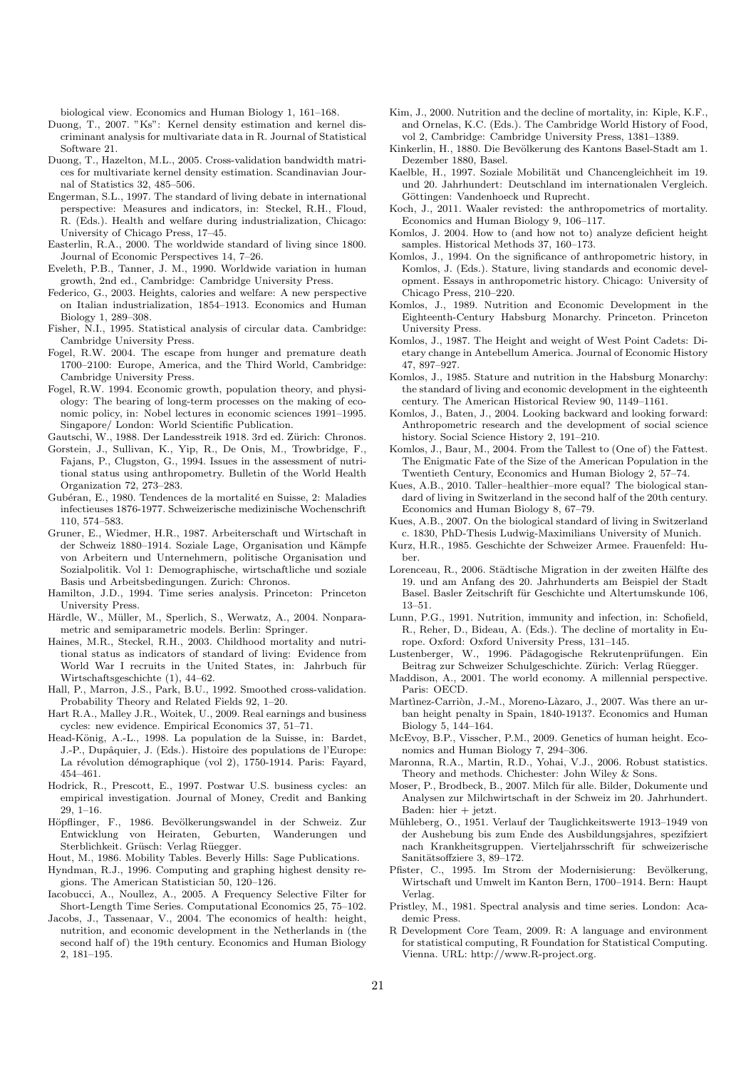biological view. Economics and Human Biology 1, 161–168.

Duong, T., 2007. "Ks": Kernel density estimation and kernel discriminant analysis for multivariate data in R. Journal of Statistical Software 21.

Duong, T., Hazelton, M.L., 2005. Cross-validation bandwidth matrices for multivariate kernel density estimation. Scandinavian Journal of Statistics 32, 485–506.

Engerman, S.L., 1997. The standard of living debate in international perspective: Measures and indicators, in: Steckel, R.H., Floud, R. (Eds.). Health and welfare during industrialization, Chicago: University of Chicago Press, 17–45.

Easterlin, R.A., 2000. The worldwide standard of living since 1800. Journal of Economic Perspectives 14, 7–26.

Eveleth, P.B., Tanner, J. M., 1990. Worldwide variation in human growth, 2nd ed., Cambridge: Cambridge University Press.

Federico, G., 2003. Heights, calories and welfare: A new perspective on Italian industrialization, 1854–1913. Economics and Human Biology 1, 289–308.

Fisher, N.I., 1995. Statistical analysis of circular data. Cambridge: Cambridge University Press.

Fogel, R.W. 2004. The escape from hunger and premature death 1700–2100: Europe, America, and the Third World, Cambridge: Cambridge University Press.

Fogel, R.W. 1994. Economic growth, population theory, and physiology: The bearing of long-term processes on the making of economic policy, in: Nobel lectures in economic sciences 1991–1995. Singapore/ London: World Scientific Publication.

Gautschi, W., 1988. Der Landesstreik 1918. 3rd ed. Zürich: Chronos.

Gorstein, J., Sullivan, K., Yip, R., De Onis, M., Trowbridge, F., Fajans, P., Clugston, G., 1994. Issues in the assessment of nutritional status using anthropometry. Bulletin of the World Health Organization 72, 273–283.

Gubéran, E., 1980. Tendences de la mortalité en Suisse, 2: Maladies infectieuses 1876-1977. Schweizerische medizinische Wochenschrift 110, 574–583.

Gruner, E., Wiedmer, H.R., 1987. Arbeiterschaft und Wirtschaft in der Schweiz 1880–1914. Soziale Lage, Organisation und Kämpfe von Arbeitern und Unternehmern, politische Organisation und Sozialpolitik. Vol 1: Demographische, wirtschaftliche und soziale Basis und Arbeitsbedingungen. Zurich: Chronos.

Hamilton, J.D., 1994. Time series analysis. Princeton: Princeton University Press.

Härdle, W., Müller, M., Sperlich, S., Werwatz, A., 2004. Nonparametric and semiparametric models. Berlin: Springer.

Haines, M.R., Steckel, R.H., 2003. Childhood mortality and nutritional status as indicators of standard of living: Evidence from World War I recruits in the United States, in: Jahrbuch für Wirtschaftsgeschichte (1), 44–62.

Hall, P., Marron, J.S., Park, B.U., 1992. Smoothed cross-validation. Probability Theory and Related Fields 92, 1–20.

Hart R.A., Malley J.R., Woitek, U., 2009. Real earnings and business cycles: new evidence. Empirical Economics 37, 51–71.

Head-König, A.-L., 1998. La population de la Suisse, in: Bardet, J.-P., Dupâquier, J. (Eds.). Histoire des populations de l'Europe: La révolution démographique (vol 2), 1750-1914. Paris: Fayard, 454–461.

Hodrick, R., Prescott, E., 1997. Postwar U.S. business cycles: an empirical investigation. Journal of Money, Credit and Banking 29, 1–16.

Höpflinger, F., 1986. Bevölkerungswandel in der Schweiz. Zur Entwicklung von Heiraten, Geburten, Wanderungen und Sterblichkeit. Grüsch: Verlag Rüegger.

Hout, M., 1986. Mobility Tables. Beverly Hills: Sage Publications.

Hyndman, R.J., 1996. Computing and graphing highest density regions. The American Statistician 50, 120–126.

Iacobucci, A., Noullez, A., 2005. A Frequency Selective Filter for Short-Length Time Series. Computational Economics 25, 75–102.

Jacobs, J., Tassenaar, V., 2004. The economics of health: height, nutrition, and economic development in the Netherlands in (the second half of) the 19th century. Economics and Human Biology 2, 181–195.

Kim, J., 2000. Nutrition and the decline of mortality, in: Kiple, K.F., and Ornelas, K.C. (Eds.). The Cambridge World History of Food, vol 2, Cambridge: Cambridge University Press, 1381–1389.

Kinkerlin, H., 1880. Die Bevölkerung des Kantons Basel-Stadt am 1. Dezember 1880, Basel.

Kaelble, H., 1997. Soziale Mobilität und Chancengleichheit im 19. und 20. Jahrhundert: Deutschland im internationalen Vergleich. Göttingen: Vandenhoeck und Ruprecht.

Koch, J., 2011. Waaler revisted: the anthropometrics of mortality. Economics and Human Biology 9, 106–117.

Komlos, J. 2004. How to (and how not to) analyze deficient height samples. Historical Methods 37, 160–173.

Komlos, J., 1994. On the significance of anthropometric history, in Komlos, J. (Eds.). Stature, living standards and economic development. Essays in anthropometric history. Chicago: University of Chicago Press, 210–220.

Komlos, J., 1989. Nutrition and Economic Development in the Eighteenth-Century Habsburg Monarchy. Princeton. Princeton University Press.

Komlos, J., 1987. The Height and weight of West Point Cadets: Dietary change in Antebellum America. Journal of Economic History 47, 897–927.

Komlos, J., 1985. Stature and nutrition in the Habsburg Monarchy: the standard of living and economic development in the eighteenth century. The American Historical Review 90, 1149–1161.

Komlos, J., Baten, J., 2004. Looking backward and looking forward: Anthropometric research and the development of social science history. Social Science History 2, 191–210.

Komlos, J., Baur, M., 2004. From the Tallest to (One of) the Fattest. The Enigmatic Fate of the Size of the American Population in the Twentieth Century, Economics and Human Biology 2, 57–74.

Kues, A.B., 2010. Taller–healthier–more equal? The biological standard of living in Switzerland in the second half of the 20th century. Economics and Human Biology 8, 67–79.

Kues, A.B., 2007. On the biological standard of living in Switzerland c. 1830, PhD-Thesis Ludwig-Maximilians University of Munich.

Kurz, H.R., 1985. Geschichte der Schweizer Armee. Frauenfeld: Huber.

Lorenceau, R., 2006. Städtische Migration in der zweiten Hälfte des 19. und am Anfang des 20. Jahrhunderts am Beispiel der Stadt Basel. Basler Zeitschrift für Geschichte und Altertumskunde 106, 13–51.

Lunn, P.G., 1991. Nutrition, immunity and infection, in: Schofield, R., Reher, D., Bideau, A. (Eds.). The decline of mortality in Europe. Oxford: Oxford University Press, 131–145.

Lustenberger, W., 1996. Pädagogische Rekrutenprüfungen. Ein Beitrag zur Schweizer Schulgeschichte. Zürich: Verlag Rüegger.

Maddison, A., 2001. The world economy. A millennial perspective. Paris: OECD.

Martìnez-Carriòn, J.-M., Moreno-Làzaro, J., 2007. Was there an urban height penalty in Spain, 1840-1913?. Economics and Human Biology 5, 144–164.

McEvoy, B.P., Visscher, P.M., 2009. Genetics of human height. Economics and Human Biology 7, 294–306.

Maronna, R.A., Martin, R.D., Yohai, V.J., 2006. Robust statistics. Theory and methods. Chichester: John Wiley & Sons.

Moser, P., Brodbeck, B., 2007. Milch für alle. Bilder, Dokumente und Analysen zur Milchwirtschaft in der Schweiz im 20. Jahrhundert. Baden: hier + jetzt.

Mühleberg, O., 1951. Verlauf der Tauglichkeitswerte 1913–1949 von der Aushebung bis zum Ende des Ausbildungsjahres, spezifziert nach Krankheitsgruppen. Vierteljahrsschrift für schweizerische Sanitätsoffziere 3, 89–172.

Pfister, C., 1995. Im Strom der Modernisierung: Bevölkerung, Wirtschaft und Umwelt im Kanton Bern, 1700–1914. Bern: Haupt Verlag.

Pristley, M., 1981. Spectral analysis and time series. London: Academic Press.

R Development Core Team, 2009. R: A language and environment for statistical computing. R Foundation for Statistical Computing. Vienna. URL: http://www.R-project.org.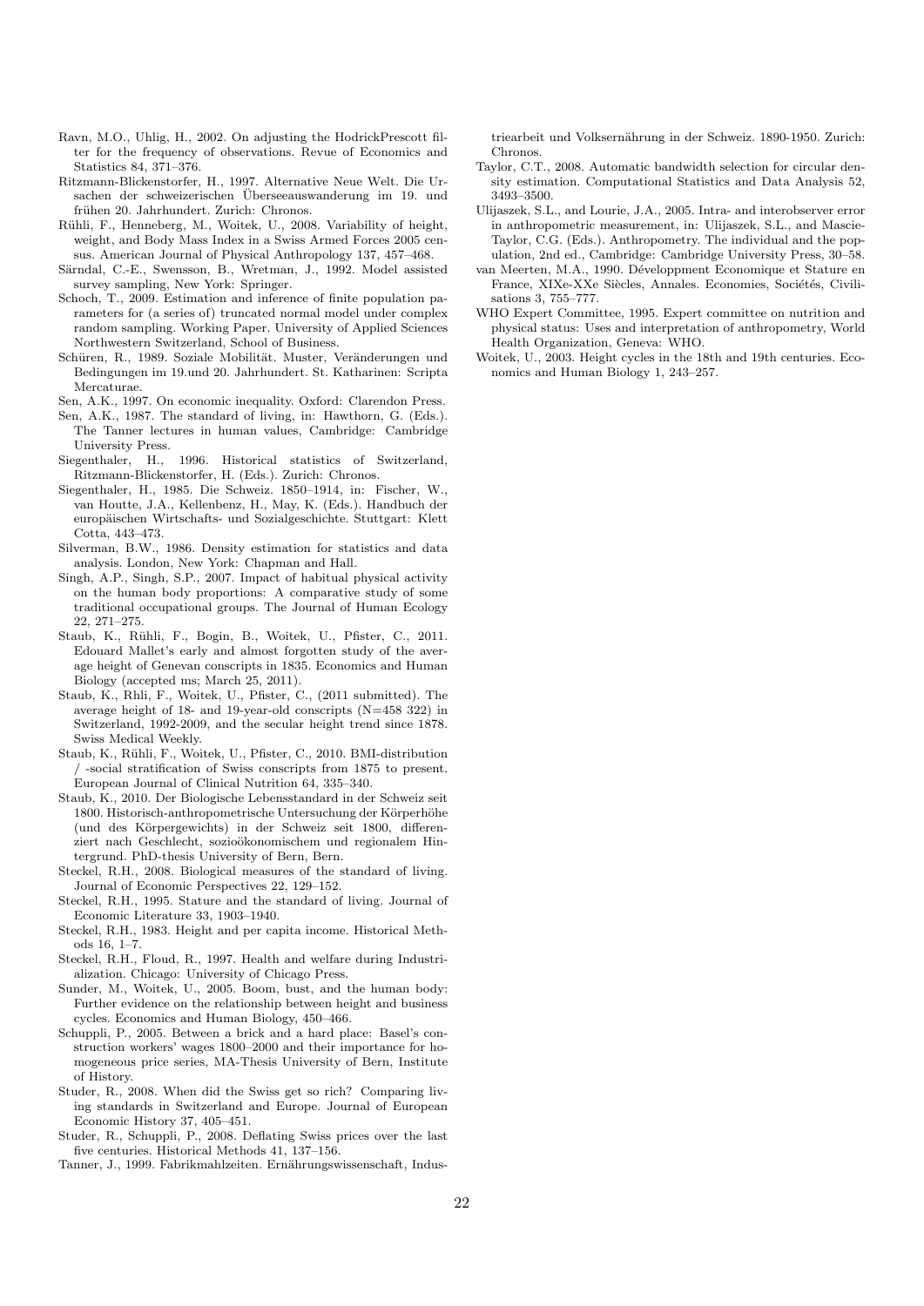Ravn, M.O., Uhlig, H., 2002. On adjusting the HodrickPrescott filter for the frequency of observations. Revue of Economics and Statistics 84, 371–376.

Ritzmann-Blickenstorfer, H., 1997. Alternative Neue Welt. Die Ursachen der schweizerischen Überseeauswanderung im 19. und frühen 20. Jahrhundert. Zurich: Chronos.

Rühli, F., Henneberg, M., Woitek, U., 2008. Variability of height, weight, and Body Mass Index in a Swiss Armed Forces 2005 census. American Journal of Physical Anthropology 137, 457–468.

Särndal, C.-E., Swensson, B., Wretman, J., 1992. Model assisted survey sampling, New York: Springer.

Schoch, T., 2009. Estimation and inference of finite population parameters for (a series of) truncated normal model under complex random sampling. Working Paper. University of Applied Sciences Northwestern Switzerland, School of Business.

Schüren, R., 1989. Soziale Mobilität. Muster, Veränderungen und Bedingungen im 19.und 20. Jahrhundert. St. Katharinen: Scripta Mercaturae.

Sen, A.K., 1997. On economic inequality. Oxford: Clarendon Press.

Sen, A.K., 1987. The standard of living, in: Hawthorn, G. (Eds.). The Tanner lectures in human values, Cambridge: Cambridge University Press.

Siegenthaler, H., 1996. Historical statistics of Switzerland, Ritzmann-Blickenstorfer, H. (Eds.). Zurich: Chronos.

Siegenthaler, H., 1985. Die Schweiz. 1850–1914, in: Fischer, W., van Houtte, J.A., Kellenbenz, H., May, K. (Eds.). Handbuch der europäischen Wirtschafts- und Sozialgeschichte. Stuttgart: Klett Cotta, 443–473.

Silverman, B.W., 1986. Density estimation for statistics and data analysis. London, New York: Chapman and Hall.

Singh, A.P., Singh, S.P., 2007. Impact of habitual physical activity on the human body proportions: A comparative study of some traditional occupational groups. The Journal of Human Ecology 22, 271–275.

Staub, K., Rühli, F., Bogin, B., Woitek, U., Pfister, C., 2011. Edouard Mallet's early and almost forgotten study of the average height of Genevan conscripts in 1835. Economics and Human Biology (accepted ms; March 25, 2011).

Staub, K., Rhli, F., Woitek, U., Pfister, C., (2011 submitted). The average height of 18- and 19-year-old conscripts (N=458 322) in Switzerland, 1992-2009, and the secular height trend since 1878. Swiss Medical Weekly.

Staub, K., Rühli, F., Woitek, U., Pfister, C., 2010. BMI-distribution / -social stratification of Swiss conscripts from 1875 to present. European Journal of Clinical Nutrition 64, 335–340.

Staub, K., 2010. Der Biologische Lebensstandard in der Schweiz seit 1800. Historisch-anthropometrische Untersuchung der Körperhöhe (und des Körpergewichts) in der Schweiz seit 1800, differenziert nach Geschlecht, sozioökonomischem und regionalem Hintergrund. PhD-thesis University of Bern, Bern.

Steckel, R.H., 2008. Biological measures of the standard of living. Journal of Economic Perspectives 22, 129–152.

Steckel, R.H., 1995. Stature and the standard of living. Journal of Economic Literature 33, 1903–1940.

Steckel, R.H., 1983. Height and per capita income. Historical Methods 16, 1–7.

Steckel, R.H., Floud, R., 1997. Health and welfare during Industrialization. Chicago: University of Chicago Press.

Sunder, M., Woitek, U., 2005. Boom, bust, and the human body: Further evidence on the relationship between height and business cycles. Economics and Human Biology, 450–466.

Schuppli, P., 2005. Between a brick and a hard place: Basel's construction workers' wages 1800–2000 and their importance for homogeneous price series, MA-Thesis University of Bern, Institute of History.

Studer, R., 2008. When did the Swiss get so rich? Comparing living standards in Switzerland and Europe. Journal of European Economic History 37, 405–451.

Studer, R., Schuppli, P., 2008. Deflating Swiss prices over the last five centuries. Historical Methods 41, 137–156.

Tanner, J., 1999. Fabrikmahlzeiten. Ernährungswissenschaft, Industriearbeit und Volksernährung in der Schweiz. 1890-1950. Zurich: Chronos.

Taylor, C.T., 2008. Automatic bandwidth selection for circular density estimation. Computational Statistics and Data Analysis 52, 3493–3500.

Ulijaszek, S.L., and Lourie, J.A., 2005. Intra- and interobserver error in anthropometric measurement, in: Ulijaszek, S.L., and Mascie-Taylor, C.G. (Eds.). Anthropometry. The individual and the population, 2nd ed., Cambridge: Cambridge University Press, 30–58.

van Meerten, M.A., 1990. Développment Economique et Stature en France, XIXe-XXe Siècles, Annales. Economies, Sociétés, Civilisations 3, 755–777.

WHO Expert Committee, 1995. Expert committee on nutrition and physical status: Uses and interpretation of anthropometry, World Health Organization, Geneva: WHO.

Woitek, U., 2003. Height cycles in the 18th and 19th centuries. Economics and Human Biology 1, 243–257.